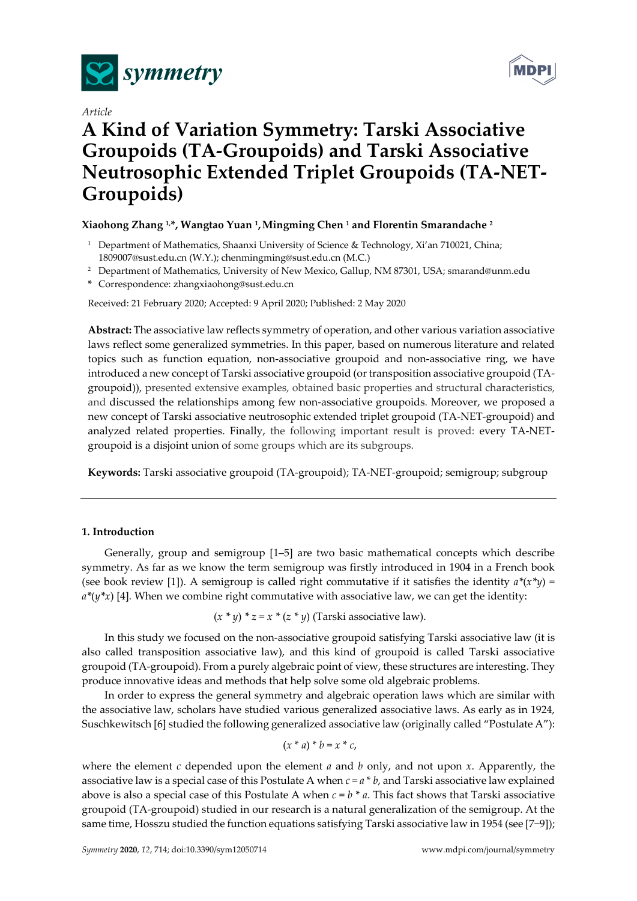*Article*

# A Kind of Variation Symmetry: Tarski Associative Groupoids (TA-Groupoids) and Tarski Associative Neutrosophic Extended Triplet Groupoids (TA-NET-Groupoids)

**Xiaohong Zhang [1,*], Wangtao Yuan [1], Mingming Chen [1] and Florentin Smarandache [2]**

[1] Department of Mathematics, Shaanxi University of Science & Technology, Xi'an 710021, China; 1809007@sust.edu.cn (W.Y.); chenmingming@sust.edu.cn (M.C.)

[2] Department of Mathematics, University of New Mexico, Gallup, NM 87301, USA; smarand@unm.edu

\* Correspondence: zhangxiaohong@sust.edu.cn

Received: 21 February 2020; Accepted: 9 April 2020; Published: 2 May 2020

**Abstract:** The associative law reflects symmetry of operation, and other various variation associative laws reflect some generalized symmetries. In this paper, based on numerous literature and related topics such as function equation, non-associative groupoid and non-associative ring, we have introduced a new concept of Tarski associative groupoid (or transposition associative groupoid (TA-groupoid)), presented extensive examples, obtained basic properties and structural characteristics, and discussed the relationships among few non-associative groupoids. Moreover, we proposed a new concept of Tarski associative neutrosophic extended triplet groupoid (TA-NET-groupoid) and analyzed related properties. Finally, the following important result is proved: every TA-NET-groupoid is a disjoint union of some groups which are its subgroups.

**Keywords:** Tarski associative groupoid (TA-groupoid); TA-NET-groupoid; semigroup; subgroup

## 1. Introduction

Generally, group and semigroup [1–5] are two basic mathematical concepts which describe symmetry. As far as we know the term semigroup was firstly introduced in 1904 in a French book (see book review [1]). A semigroup is called right commutative if it satisfies the identity $a*(x*y) = a*(y*x)$ [4]. When we combine right commutative with associative law, we can get the identity:

$$(x * y) * z = x * (z * y) \text{ (Tarski associative law).}$$

In this study we focused on the non-associative groupoid satisfying Tarski associative law (it is also called transposition associative law), and this kind of groupoid is called Tarski associative groupoid (TA-groupoid). From a purely algebraic point of view, these structures are interesting. They produce innovative ideas and methods that help solve some old algebraic problems.

In order to express the general symmetry and algebraic operation laws which are similar with the associative law, scholars have studied various generalized associative laws. As early as in 1924, Suschkewitsch [6] studied the following generalized associative law (originally called "Postulate A"):

$$(x * a) * b = x * c,$$

where the element $c$ depended upon the element $a$ and $b$ only, and not upon $x$. Apparently, the associative law is a special case of this Postulate A when $c = a * b$, and Tarski associative law explained above is also a special case of this Postulate A when $c = b * a$. This fact shows that Tarski associative groupoid (TA-groupoid) studied in our research is a natural generalization of the semigroup. At the same time, Hosszu studied the function equations satisfying Tarski associative law in 1954 (see [7–9]);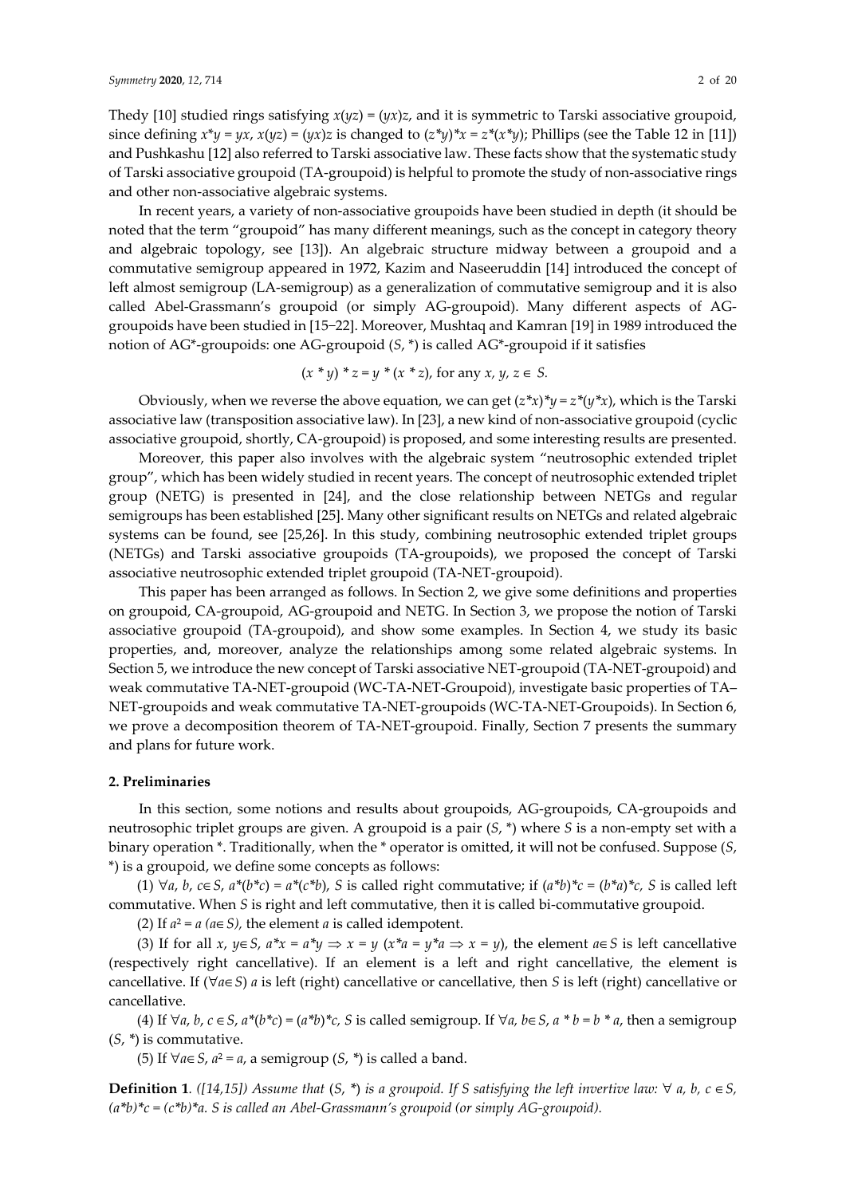Thedy [10] studied rings satisfying $x(yz) = (yx)z$, and it is symmetric to Tarski associative groupoid, since defining $x*y = yx$, $x(yz) = (yx)z$ is changed to $(z*y)*x = z*(x*y)$; Phillips (see the Table 12 in [11]) and Pushkashu [12] also referred to Tarski associative law. These facts show that the systematic study of Tarski associative groupoid (TA-groupoid) is helpful to promote the study of non-associative rings and other non-associative algebraic systems.

In recent years, a variety of non-associative groupoids have been studied in depth (it should be noted that the term "groupoid" has many different meanings, such as the concept in category theory and algebraic topology, see [13]). An algebraic structure midway between a groupoid and a commutative semigroup appeared in 1972, Kazim and Naseeruddin [14] introduced the concept of left almost semigroup (LA-semigroup) as a generalization of commutative semigroup and it is also called Abel-Grassmann's groupoid (or simply AG-groupoid). Many different aspects of AG-groupoids have been studied in [15–22]. Moreover, Mushtaq and Kamran [19] in 1989 introduced the notion of AG*-groupoids: one AG-groupoid $(S, *)$ is called AG*-groupoid if it satisfies

$$(x * y) * z = y * (x * z), \text{ for any } x, y, z \in S.$$

Obviously, when we reverse the above equation, we can get $(z*x)*y = z*(y*x)$, which is the Tarski associative law (transposition associative law). In [23], a new kind of non-associative groupoid (cyclic associative groupoid, shortly, CA-groupoid) is proposed, and some interesting results are presented.

Moreover, this paper also involves with the algebraic system "neutrosophic extended triplet group", which has been widely studied in recent years. The concept of neutrosophic extended triplet group (NETG) is presented in [24], and the close relationship between NETGs and regular semigroups has been established [25]. Many other significant results on NETGs and related algebraic systems can be found, see [25,26]. In this study, combining neutrosophic extended triplet groups (NETGs) and Tarski associative groupoids (TA-groupoids), we proposed the concept of Tarski associative neutrosophic extended triplet groupoid (TA-NET-groupoid).

This paper has been arranged as follows. In Section 2, we give some definitions and properties on groupoid, CA-groupoid, AG-groupoid and NETG. In Section 3, we propose the notion of Tarski associative groupoid (TA-groupoid), and show some examples. In Section 4, we study its basic properties, and, moreover, analyze the relationships among some related algebraic systems. In Section 5, we introduce the new concept of Tarski associative NET-groupoid (TA-NET-groupoid) and weak commutative TA-NET-groupoid (WC-TA-NET-Groupoid), investigate basic properties of TA–NET-groupoids and weak commutative TA-NET-groupoids (WC-TA-NET-Groupoids). In Section 6, we prove a decomposition theorem of TA-NET-groupoid. Finally, Section 7 presents the summary and plans for future work.

## 2. Preliminaries

In this section, some notions and results about groupoids, AG-groupoids, CA-groupoids and neutrosophic triplet groups are given. A groupoid is a pair $(S, *)$ where $S$ is a non-empty set with a binary operation $*$. Traditionally, when the $*$ operator is omitted, it will not be confused. Suppose $(S, *)$ is a groupoid, we define some concepts as follows:

(1) $\forall a, b, c \in S$, $a*(b*c) = a*(c*b)$, $S$ is called right commutative; if $(a*b)*c = (b*a)*c$, $S$ is called left commutative. When $S$ is right and left commutative, then it is called bi-commutative groupoid.

(2) If $a^2 = a$ $(a \in S)$, the element $a$ is called idempotent.

(3) If for all $x, y \in S$, $a*x = a*y \Rightarrow x = y$ $(x*a = y*a \Rightarrow x = y)$, the element $a \in S$ is left cancellative (respectively right cancellative). If an element is a left and right cancellative, the element is cancellative. If $(\forall a \in S)$ $a$ is left (right) cancellative or cancellative, then $S$ is left (right) cancellative or cancellative.

(4) If $\forall a, b, c \in S$, $a*(b*c) = (a*b)*c$, $S$ is called semigroup. If $\forall a, b \in S$, $a * b = b * a$, then a semigroup $(S, *)$ is commutative.

(5) If $\forall a \in S$, $a^2 = a$, a semigroup $(S, *)$ is called a band.

**Definition 1**. *([14,15]) Assume that $(S, *)$ is a groupoid. If S satisfying the left invertive law: $\forall$ $a, b, c \in S$, $(a*b)*c = (c*b)*a$. S is called an Abel-Grassmann's groupoid (or simply AG-groupoid).*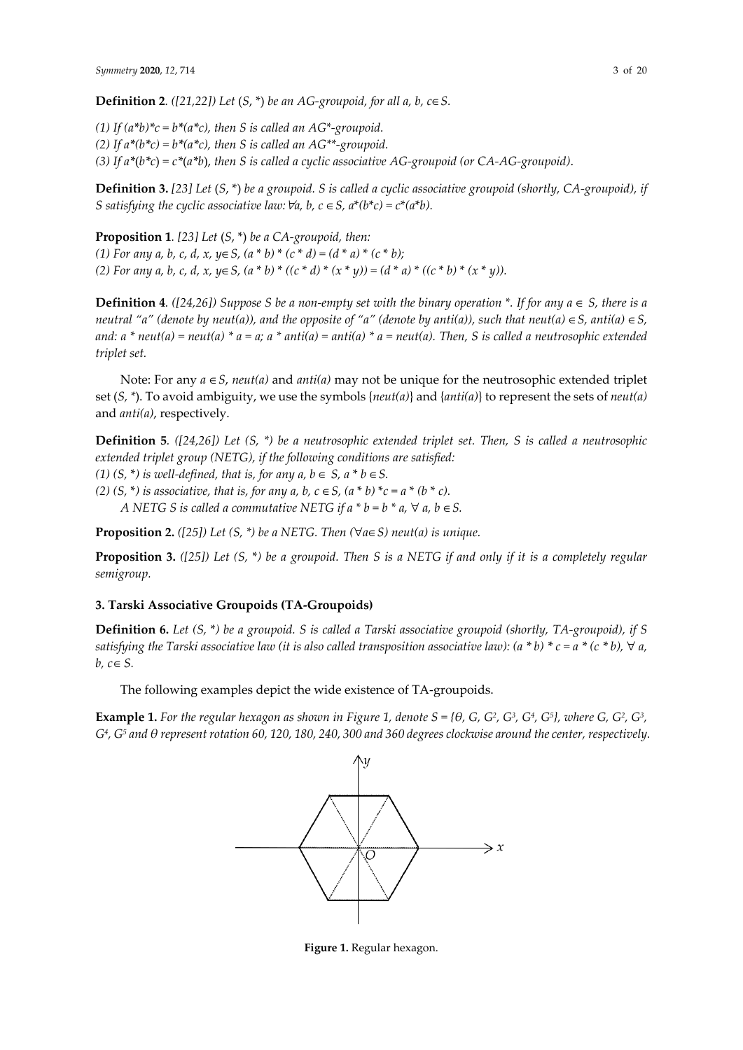**Definition 2**. *([21,22]) Let* $(S, *)$ *be an AG-groupoid, for all* $a, b, c \in S$.

*(1) If* $(a*b)*c = b*(a*c)$, *then S is called an AG\*-groupoid.*
*(2) If* $a*(b*c) = b*(a*c)$, *then S is called an AG\*\*-groupoid.*
*(3) If* $a*(b*c) = c*(a*b)$, *then S is called a cyclic associative AG-groupoid (or CA-AG-groupoid).*

**Definition 3.** *[23] Let* $(S, *)$ *be a groupoid. S is called a cyclic associative groupoid (shortly, CA-groupoid), if S satisfying the cyclic associative law:* $\forall a, b, c \in S$, $a*(b*c) = c*(a*b)$.

**Proposition 1**. *[23] Let* $(S, *)$ *be a CA-groupoid, then:*
*(1) For any* $a, b, c, d, x, y \in S$, $(a * b) * (c * d) = (d * a) * (c * b)$;
*(2) For any* $a, b, c, d, x, y \in S$, $(a * b) * ((c * d) * (x * y)) = (d * a) * ((c * b) * (x * y))$.

**Definition 4**. *([24,26]) Suppose S be a non-empty set with the binary operation \*. If for any* $a \in S$, *there is a neutral "a" (denote by neut(a)), and the opposite of "a" (denote by anti(a)), such that* $neut(a) \in S$, $anti(a) \in S$, *and:* $a * neut(a) = neut(a) * a = a$; $a * anti(a) = anti(a) * a = neut(a)$. *Then, S is called a neutrosophic extended triplet set.*

Note: For any $a \in S$, *neut(a)* and *anti(a)* may not be unique for the neutrosophic extended triplet set $(S, *)$. To avoid ambiguity, we use the symbols $\{neut(a)\}$ and $\{anti(a)\}$ to represent the sets of *neut(a)* and *anti(a)*, respectively.

**Definition 5**. *([24,26]) Let* $(S, *)$ *be a neutrosophic extended triplet set. Then, S is called a neutrosophic extended triplet group (NETG), if the following conditions are satisfied:*
*(1)* $(S, *)$ *is well-defined, that is, for any* $a, b \in S$, $a * b \in S$.
*(2)* $(S, *)$ *is associative, that is, for any* $a, b, c \in S$, $(a * b) * c = a * (b * c)$.
*A NETG S is called a commutative NETG if* $a * b = b * a$, $\forall\, a, b \in S$.

**Proposition 2.** *([25]) Let* $(S, *)$ *be a NETG. Then* $(\forall a \in S)$ *neut(a) is unique.*

**Proposition 3.** *([25]) Let* $(S, *)$ *be a groupoid. Then S is a NETG if and only if it is a completely regular semigroup.*

### 3. Tarski Associative Groupoids (TA-Groupoids)

**Definition 6.** *Let* $(S, *)$ *be a groupoid. S is called a Tarski associative groupoid (shortly, TA-groupoid), if S satisfying the Tarski associative law (it is also called transposition associative law):* $(a * b) * c = a * (c * b)$, $\forall\, a, b, c \in S$.

The following examples depict the wide existence of TA-groupoids.

**Example 1.** *For the regular hexagon as shown in Figure 1, denote* $S = \{\theta, G, G^2, G^3, G^4, G^5\}$, *where* $G, G^2, G^3, G^4, G^5$ *and* $\theta$ *represent rotation 60, 120, 180, 240, 300 and 360 degrees clockwise around the center, respectively.*

**Figure 1.** Regular hexagon.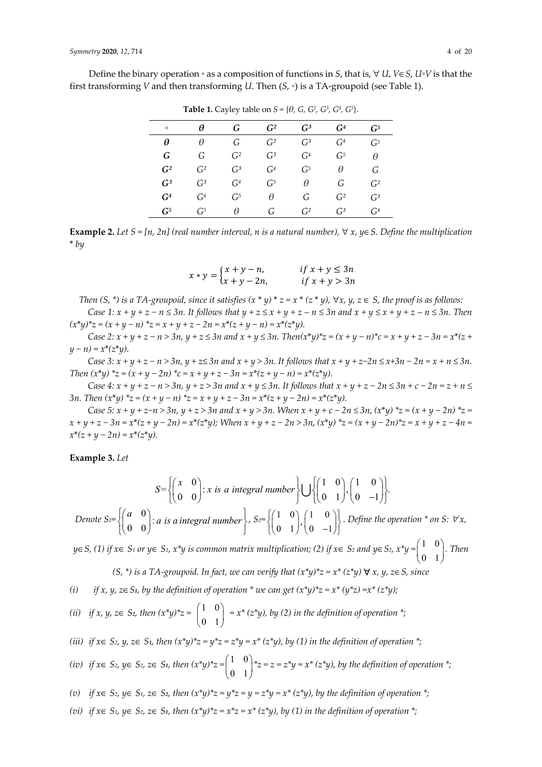Define the binary operation ∘ as a composition of functions in $S$, that is, $\forall$ $U$, $V \in S$, $U \circ V$ is that the first transforming $V$ and then transforming $U$. Then ($S$, ∘) is a TA-groupoid (see Table 1).

**Table 1.** Cayley table on $S = \{\theta, G, G^2, G^3, G^4, G^5\}$.

| ∘ | $\theta$ | $G$ | $G^2$ | $G^3$ | $G^4$ | $G^5$ |
|---|---|---|---|---|---|---|
| $\theta$ | $\theta$ | $G$ | $G^2$ | $G^3$ | $G^4$ | $G^5$ |
| $G$ | $G$ | $G^2$ | $G^3$ | $G^4$ | $G^5$ | $\theta$ |
| $G^2$ | $G^2$ | $G^3$ | $G^4$ | $G^5$ | $\theta$ | $G$ |
| $G^3$ | $G^3$ | $G^4$ | $G^5$ | $\theta$ | $G$ | $G^2$ |
| $G^4$ | $G^4$ | $G^5$ | $\theta$ | $G$ | $G^2$ | $G^3$ |
| $G^5$ | $G^5$ | $\theta$ | $G$ | $G^2$ | $G^3$ | $G^4$ |

**Example 2.** *Let $S = [n, 2n]$ (real number interval, $n$ is a natural number), $\forall$ $x$, $y \in S$. Define the multiplication * by*

$$x * y = \begin{cases} x + y - n, & if\ x + y \le 3n \\ x + y - 2n, & if\ x + y > 3n \end{cases}$$

*Then ($S$, *) is a TA-groupoid, since it satisfies $(x * y) * z = x * (z * y)$, $\forall x, y, z \in S$, the proof is as follows:*

*Case 1: $x + y + z - n \le 3n$. It follows that $y + z \le x + y + z - n \le 3n$ and $x + y \le x + y + z - n \le 3n$. Then $(x*y)*z = (x + y - n) *z = x + y + z - 2n = x*(z + y - n) = x*(z*y)$.*

*Case 2: $x + y + z - n > 3n$, $y + z \le 3n$ and $x + y \le 3n$. Then$(x*y)*z = (x + y - n)*c = x + y + z - 3n = x*(z + y - n) = x*(z*y)$.*

*Case 3: $x + y + z - n > 3n$, $y + z \le 3n$ and $x + y > 3n$. It follows that $x + y + z - 2n \le x + 3n - 2n = x + n \le 3n$. Then $(x*y) *z = (x + y - 2n) *c = x + y + z - 3n = x*(z + y - n) = x*(z*y)$.*

*Case 4: $x + y + z - n > 3n$, $y + z > 3n$ and $x + y \le 3n$. It follows that $x + y + z - 2n \le 3n + c - 2n = z + n \le 3n$. Then $(x*y) *z = (x + y - n) *z = x + y + z - 3n = x*(z + y - 2n) = x*(z*y)$.*

*Case 5: $x + y + z - n > 3n$, $y + z > 3n$ and $x + y > 3n$. When $x + y + c - 2n \le 3n$, $(x*y) *z = (x + y - 2n) *z = x + y + z - 3n = x*(z + y - 2n) = x*(z*y)$; When $x + y + z - 2n > 3n$, $(x*y) *z = (x + y - 2n)*z = x + y + z - 4n = x*(z + y - 2n) = x*(z*y)$.*

**Example 3.** *Let*

$$S=\left\{\begin{pmatrix} x & 0 \\ 0 & 0 \end{pmatrix} : x \text{ is a integral number}\right\} \bigcup \left\{\begin{pmatrix} 1 & 0 \\ 0 & 1 \end{pmatrix}, \begin{pmatrix} 1 & 0 \\ 0 & -1 \end{pmatrix}\right\}.$$

*Denote $S_1=\left\{\begin{pmatrix} a & 0 \\ 0 & 0 \end{pmatrix} : a \text{ is a integral number}\right\}$, $S_2=\left\{\begin{pmatrix} 1 & 0 \\ 0 & 1 \end{pmatrix}, \begin{pmatrix} 1 & 0 \\ 0 & -1 \end{pmatrix}\right\}$. Define the operation * on $S$: $\forall x$, $y \in S$, (1) if $x \in S_1$ or $y \in S_1$, $x*y$ is common matrix multiplication; (2) if $x \in S_2$ and $y \in S_2$, $x*y = \begin{pmatrix} 1 & 0 \\ 0 & 1 \end{pmatrix}$. Then*

*($S$, *) is a TA-groupoid. In fact, we can verify that $(x*y)*z = x* (z*y)$ $\forall$ $x$, $y$, $z \in S$, since*

*(i) if $x$, $y$, $z \in S_1$, by the definition of operation * we can get $(x*y)*z = x* (y*z) = x* (z*y)$;*

*(ii) if $x$, $y$, $z \in S_2$, then $(x*y)*z = \begin{pmatrix} 1 & 0 \\ 0 & 1 \end{pmatrix} = x* (z*y)$, by (2) in the definition of operation *;*

*(iii) if $x \in S_2$, $y$, $z \in S_1$, then $(x*y)*z = y*z = z*y = x* (z*y)$, by (1) in the definition of operation *;*

*(iv) if $x \in S_2$, $y \in S_2$, $z \in S_1$, then $(x*y)*z = \begin{pmatrix} 1 & 0 \\ 0 & 1 \end{pmatrix} *z = z = z*y = x* (z*y)$, by the definition of operation *;*

*(v) if $x \in S_2$, $y \in S_1$, $z \in S_2$, then $(x*y)*z = y*z = y = z*y = x* (z*y)$, by the definition of operation *;*

*(vi) if $x \in S_1$, $y \in S_2$, $z \in S_1$, then $(x*y)*z = x*z = x* (z*y)$, by (1) in the definition of operation *;*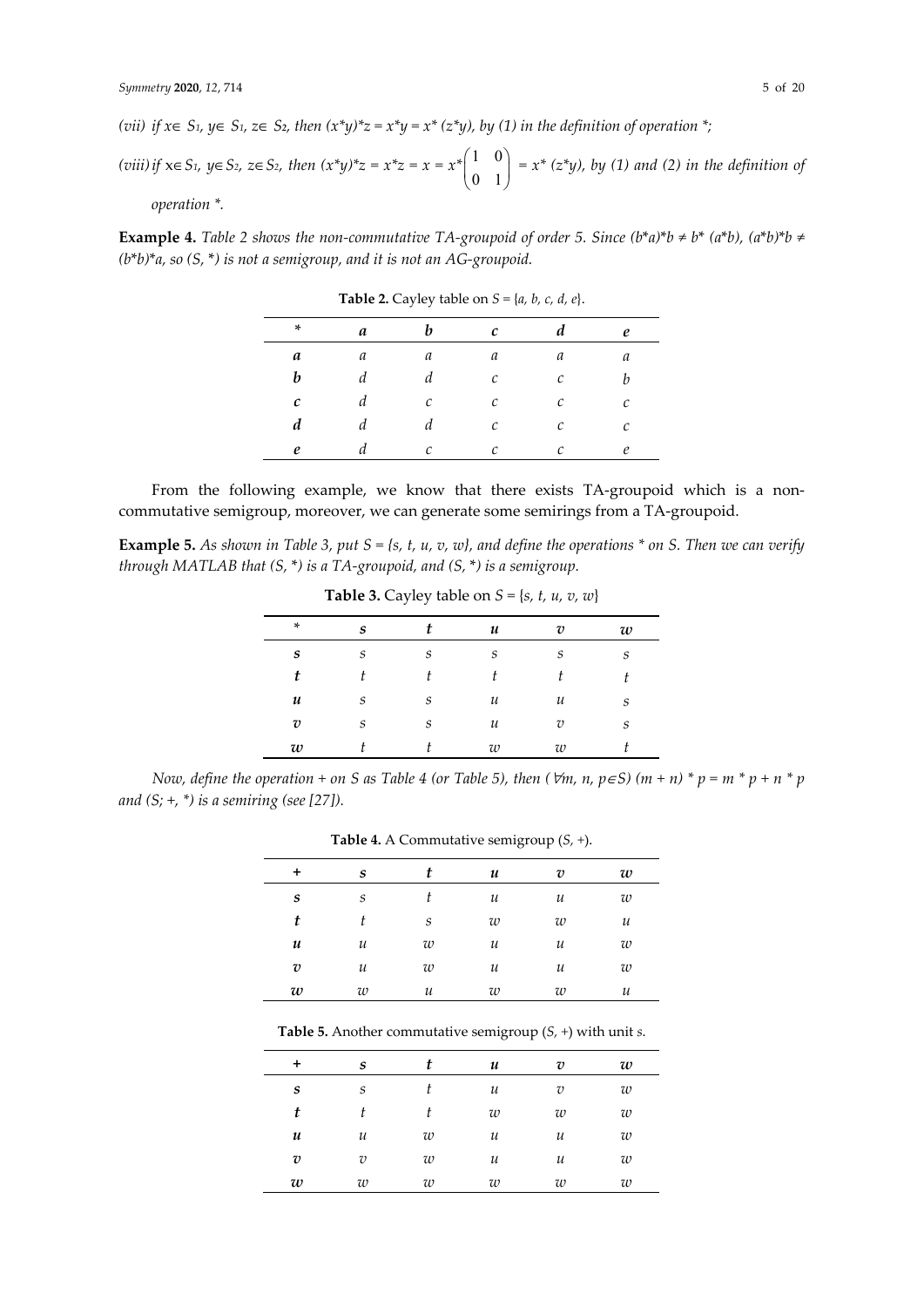*(vii) if $x \in S_1$, $y \in S_1$, $z \in S_2$, then $(x*y)*z = x*y = x*(z*y)$, by (1) in the definition of operation \*;*

*(viii) if $x \in S_1$, $y \in S_2$, $z \in S_2$, then $(x*y)*z = x*z = x = x*\begin{pmatrix} 1 & 0 \\ 0 & 1 \end{pmatrix} = x*(z*y)$, by (1) and (2) in the definition of operation \*.*

**Example 4.** *Table 2 shows the non-commutative TA-groupoid of order 5. Since $(b*a)*b \neq b*(a*b)$, $(a*b)*b \neq (b*b)*a$, so $(S, *)$ is not a semigroup, and it is not an AG-groupoid.*

**Table 2.** Cayley table on $S = \{a, b, c, d, e\}$.

| * | a | b | c | d | e |
|---|---|---|---|---|---|
| **a** | a | a | a | a | a |
| **b** | d | d | c | c | b |
| **c** | d | c | c | c | c |
| **d** | d | d | c | c | c |
| **e** | d | c | c | c | e |

From the following example, we know that there exists TA-groupoid which is a non-commutative semigroup, moreover, we can generate some semirings from a TA-groupoid.

**Example 5.** *As shown in Table 3, put $S = \{s, t, u, v, w\}$, and define the operations \* on S. Then we can verify through MATLAB that $(S, *)$ is a TA-groupoid, and $(S, *)$ is a semigroup.*

**Table 3.** Cayley table on $S = \{s, t, u, v, w\}$

| * | s | t | u | v | w |
|---|---|---|---|---|---|
| **s** | s | s | s | s | s |
| **t** | t | t | t | t | t |
| **u** | s | s | u | u | s |
| **v** | s | s | u | v | s |
| **w** | t | t | w | w | t |

*Now, define the operation + on S as Table 4 (or Table 5), then $(\forall m, n, p \in S)\ (m + n) * p = m * p + n * p$ and $(S; +, *)$ is a semiring (see [27]).*

**Table 4.** A Commutative semigroup $(S, +)$.

| + | s | t | u | v | w |
|---|---|---|---|---|---|
| **s** | s | t | u | u | w |
| **t** | t | s | w | w | u |
| **u** | u | w | u | u | w |
| **v** | u | w | u | u | w |
| **w** | w | u | w | w | u |

**Table 5.** Another commutative semigroup $(S, +)$ with unit $s$.

| + | s | t | u | v | w |
|---|---|---|---|---|---|
| **s** | s | t | u | v | w |
| **t** | t | t | w | w | w |
| **u** | u | w | u | u | w |
| **v** | v | w | u | u | w |
| **w** | w | w | w | w | w |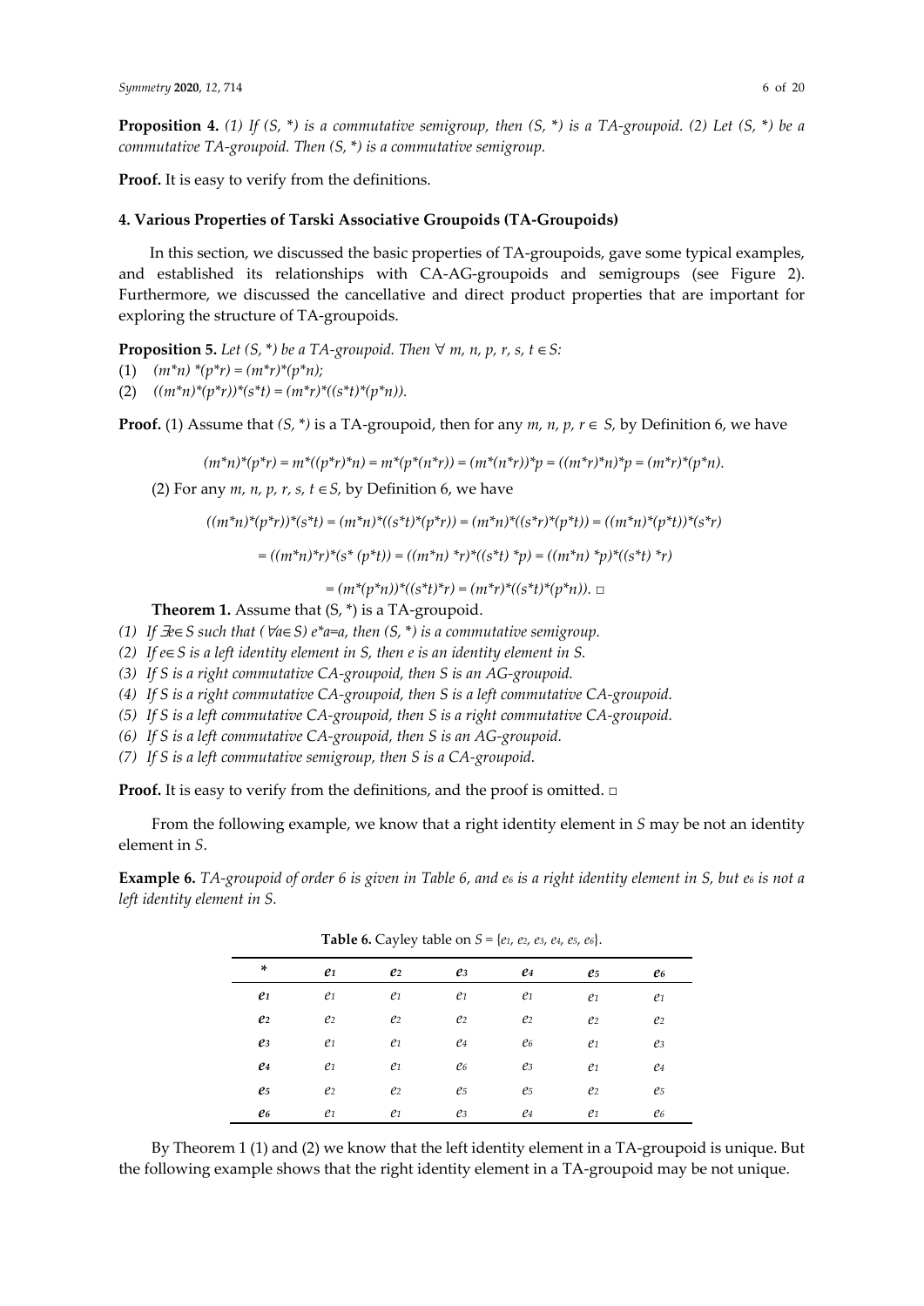**Proposition 4.** *(1) If (S, \*) is a commutative semigroup, then (S, \*) is a TA-groupoid. (2) Let (S, \*) be a commutative TA-groupoid. Then (S, \*) is a commutative semigroup.*

**Proof.** It is easy to verify from the definitions.

### 4. Various Properties of Tarski Associative Groupoids (TA-Groupoids)

In this section, we discussed the basic properties of TA-groupoids, gave some typical examples, and established its relationships with CA-AG-groupoids and semigroups (see Figure 2). Furthermore, we discussed the cancellative and direct product properties that are important for exploring the structure of TA-groupoids.

**Proposition 5.** *Let (S, \*) be a TA-groupoid. Then* $\forall$ *m, n, p, r, s, t* $\in S$:

(1) $(m*n)*(p*r) = (m*r)*(p*n)$;

(2) $((m*n)*(p*r))*(s*t) = (m*r)*((s*t)*(p*n))$.

**Proof.** (1) Assume that $(S, *)$ is a TA-groupoid, then for any $m, n, p, r \in S$, by Definition 6, we have

$$(m*n)*(p*r) = m*((p*r)*n) = m*(p*(n*r)) = (m*(n*r))*p = ((m*r)*n)*p = (m*r)*(p*n).$$

(2) For any $m, n, p, r, s, t \in S$, by Definition 6, we have

$$((m*n)*(p*r))*(s*t) = (m*n)*((s*t)*(p*r)) = (m*n)*((s*r)*(p*t)) = ((m*n)*(p*t))*(s*r)$$

$$= ((m*n)*r)*(s* (p*t)) = ((m*n) *r)*((s*t) *p) = ((m*n) *p)*((s*t) *r)$$

$$= (m*(p*n))*((s*t)*r) = (m*r)*((s*t)*(p*n)). \square$$

**Theorem 1.** Assume that (S, \*) is a TA-groupoid.

*(1) If* $\exists e \in S$ *such that (*$\forall a \in S$*)* $e*a=a$*, then (S, \*) is a commutative semigroup.*

*(2) If* $e \in S$ *is a left identity element in S, then e is an identity element in S.*

*(3) If S is a right commutative CA-groupoid, then S is an AG-groupoid.*

*(4) If S is a right commutative CA-groupoid, then S is a left commutative CA-groupoid.*

*(5) If S is a left commutative CA-groupoid, then S is a right commutative CA-groupoid.*

*(6) If S is a left commutative CA-groupoid, then S is an AG-groupoid.*

*(7) If S is a left commutative semigroup, then S is a CA-groupoid.*

**Proof.** It is easy to verify from the definitions, and the proof is omitted. □

From the following example, we know that a right identity element in *S* may be not an identity element in *S*.

**Example 6.** *TA-groupoid of order 6 is given in Table 6, and* $e_6$ *is a right identity element in S, but* $e_6$ *is not a left identity element in S.*

**Table 6.** Cayley table on $S = \{e_1, e_2, e_3, e_4, e_5, e_6\}$.

| $*$ | $e_1$ | $e_2$ | $e_3$ | $e_4$ | $e_5$ | $e_6$ |
|---|---|---|---|---|---|---|
| $e_1$ | $e_1$ | $e_1$ | $e_1$ | $e_1$ | $e_1$ | $e_1$ |
| $e_2$ | $e_2$ | $e_2$ | $e_2$ | $e_2$ | $e_2$ | $e_2$ |
| $e_3$ | $e_1$ | $e_1$ | $e_4$ | $e_6$ | $e_1$ | $e_3$ |
| $e_4$ | $e_1$ | $e_1$ | $e_6$ | $e_3$ | $e_1$ | $e_4$ |
| $e_5$ | $e_2$ | $e_2$ | $e_5$ | $e_5$ | $e_2$ | $e_5$ |
| $e_6$ | $e_1$ | $e_1$ | $e_3$ | $e_4$ | $e_1$ | $e_6$ |

By Theorem 1 (1) and (2) we know that the left identity element in a TA-groupoid is unique. But the following example shows that the right identity element in a TA-groupoid may be not unique.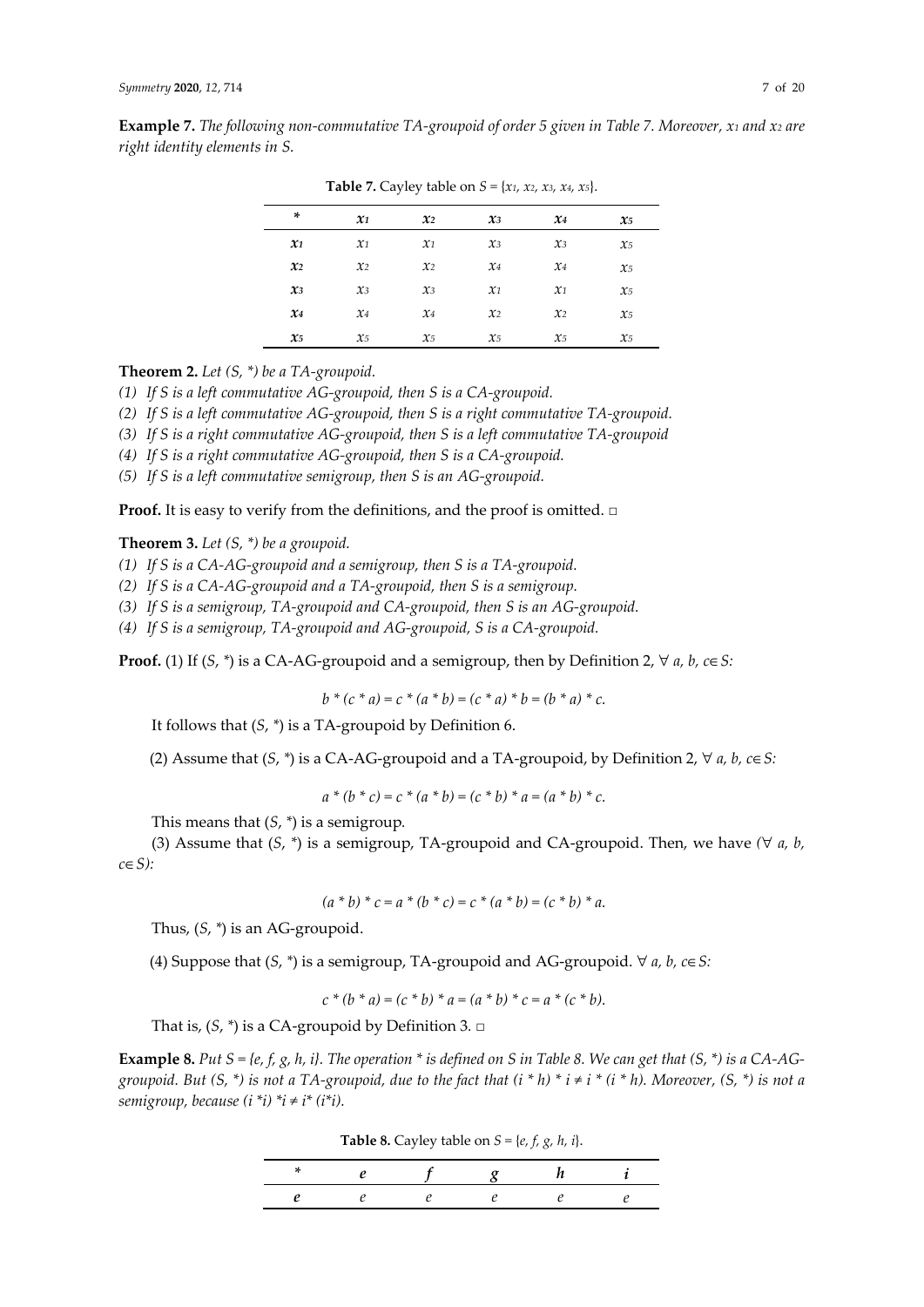**Example 7.** *The following non-commutative TA-groupoid of order 5 given in Table 7. Moreover, $x_1$ and $x_2$ are right identity elements in S.*

**Table 7.** Cayley table on $S = \{x_1, x_2, x_3, x_4, x_5\}$.

| * | $x_1$ | $x_2$ | $x_3$ | $x_4$ | $x_5$ |
|---|---|---|---|---|---|
| $x_1$ | $x_1$ | $x_1$ | $x_3$ | $x_3$ | $x_5$ |
| $x_2$ | $x_2$ | $x_2$ | $x_4$ | $x_4$ | $x_5$ |
| $x_3$ | $x_3$ | $x_3$ | $x_1$ | $x_1$ | $x_5$ |
| $x_4$ | $x_4$ | $x_4$ | $x_2$ | $x_2$ | $x_5$ |
| $x_5$ | $x_5$ | $x_5$ | $x_5$ | $x_5$ | $x_5$ |

**Theorem 2.** *Let (S, \*) be a TA-groupoid.*

*(1) If S is a left commutative AG-groupoid, then S is a CA-groupoid.*

*(2) If S is a left commutative AG-groupoid, then S is a right commutative TA-groupoid.*

*(3) If S is a right commutative AG-groupoid, then S is a left commutative TA-groupoid*

*(4) If S is a right commutative AG-groupoid, then S is a CA-groupoid.*

*(5) If S is a left commutative semigroup, then S is an AG-groupoid.*

**Proof.** It is easy to verify from the definitions, and the proof is omitted. □

**Theorem 3.** *Let (S, \*) be a groupoid.*

*(1) If S is a CA-AG-groupoid and a semigroup, then S is a TA-groupoid.*

*(2) If S is a CA-AG-groupoid and a TA-groupoid, then S is a semigroup.*

*(3) If S is a semigroup, TA-groupoid and CA-groupoid, then S is an AG-groupoid.*

*(4) If S is a semigroup, TA-groupoid and AG-groupoid, S is a CA-groupoid.*

**Proof.** (1) If (S, \*) is a CA-AG-groupoid and a semigroup, then by Definition 2, $\forall\ a, b, c \in S$:

$$b * (c * a) = c * (a * b) = (c * a) * b = (b * a) * c.$$

It follows that (S, \*) is a TA-groupoid by Definition 6.

(2) Assume that (S, \*) is a CA-AG-groupoid and a TA-groupoid, by Definition 2, $\forall\ a, b, c \in S$:

$$a * (b * c) = c * (a * b) = (c * b) * a = (a * b) * c.$$

This means that (S, \*) is a semigroup.

(3) Assume that (S, \*) is a semigroup, TA-groupoid and CA-groupoid. Then, we have ($\forall\ a, b, c \in S$):

$$(a * b) * c = a * (b * c) = c * (a * b) = (c * b) * a.$$

Thus, (S, \*) is an AG-groupoid.

(4) Suppose that (S, \*) is a semigroup, TA-groupoid and AG-groupoid. $\forall\ a, b, c \in S$:

$$c * (b * a) = (c * b) * a = (a * b) * c = a * (c * b).$$

That is, (S, \*) is a CA-groupoid by Definition 3. □

**Example 8.** *Put S = {e, f, g, h, i}. The operation \* is defined on S in Table 8. We can get that (S, \*) is a CA-AG-groupoid. But (S, \*) is not a TA-groupoid, due to the fact that $(i * h) * i \neq i * (i * h)$. Moreover, (S, \*) is not a semigroup, because $(i * i) * i \neq i * (i * i)$.*

**Table 8.** Cayley table on $S = \{e, f, g, h, i\}$.

| * | *e* | *f* | *g* | *h* | *i* |
|---|---|---|---|---|---|
| *e* | *e* | *e* | *e* | *e* | *e* |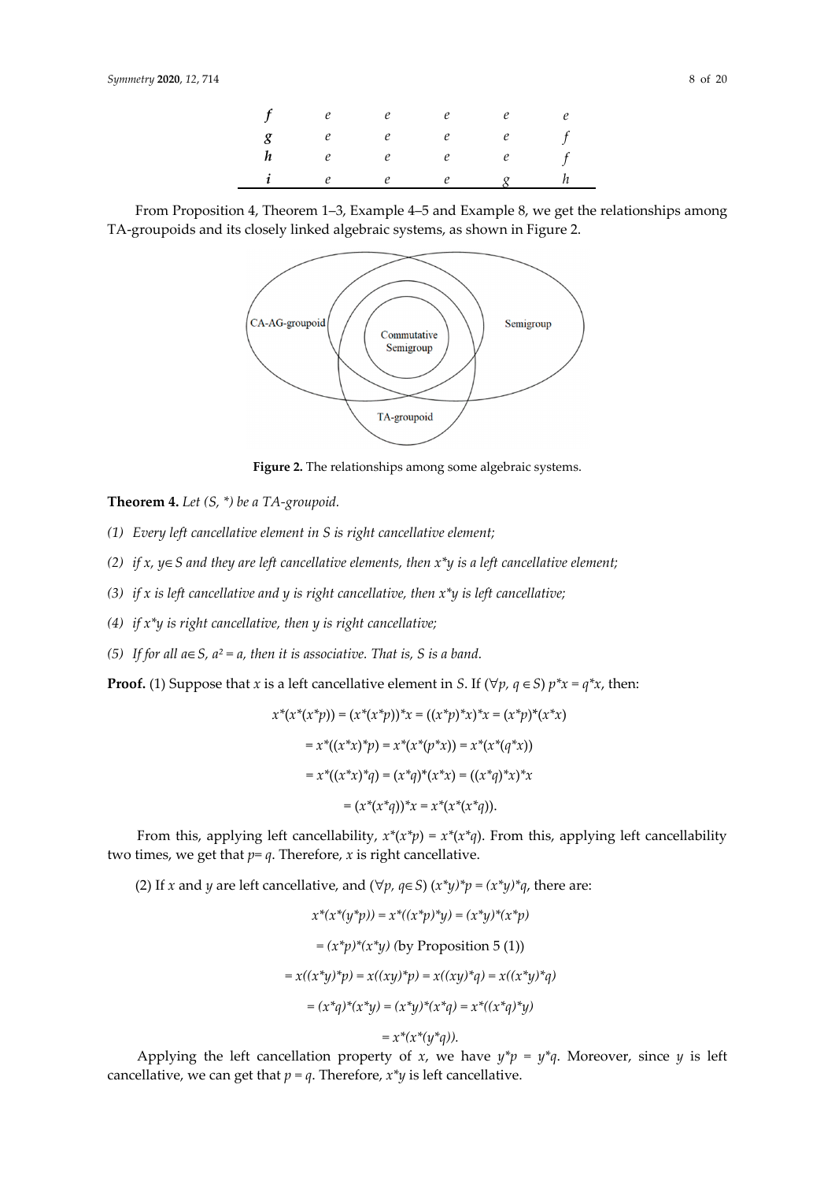| | | | | | |
|---|---|---|---|---|---|
| ***f*** | *e* | *e* | *e* | *e* | *e* |
| ***g*** | *e* | *e* | *e* | *e* | *f* |
| ***h*** | *e* | *e* | *e* | *e* | *f* |
| ***i*** | *e* | *e* | *e* | *g* | *h* |

From Proposition 4, Theorem 1–3, Example 4–5 and Example 8, we get the relationships among TA-groupoids and its closely linked algebraic systems, as shown in Figure 2.

**Figure 2.** The relationships among some algebraic systems.

**Theorem 4.** *Let (S, \*) be a TA-groupoid.*

*(1) Every left cancellative element in S is right cancellative element;*

*(2) if x, y∈S and they are left cancellative elements, then x\*y is a left cancellative element;*

*(3) if x is left cancellative and y is right cancellative, then x\*y is left cancellative;*

*(4) if x\*y is right cancellative, then y is right cancellative;*

*(5) If for all a∈S, $a^2 = a$, then it is associative. That is, S is a band.*

**Proof.** (1) Suppose that *x* is a left cancellative element in *S*. If (∀*p, q* ∈ *S*) *p\*x* = *q\*x*, then:

$$x*(x*(x*p)) = (x*(x*p))*x = ((x*p)*x)*x = (x*p)*(x*x)$$

$$= x*((x*x)*p) = x*(x*(p*x)) = x*(x*(q*x))$$

$$= x*((x*x)*q) = (x*q)*(x*x) = ((x*q)*x)*x$$

$$= (x*(x*q))*x = x*(x*(x*q)).$$

From this, applying left cancellability, $x*(x*p) = x*(x*q)$. From this, applying left cancellability two times, we get that *p*= *q*. Therefore, *x* is right cancellative.

(2) If *x* and *y* are left cancellative, and (∀*p, q*∈ *S*) *(x\*y)\*p = (x\*y)\*q*, there are:

$$x*(x*(y*p)) = x*((x*p)*y) = (x*y)*(x*p)$$

$$= (x*p)*(x*y) \text{ (by Proposition 5 (1))}$$

$$= x((x*y)*p) = x((xy)*p) = x((xy)*q) = x((x*y)*q)$$

$$= (x*q)*(x*y) = (x*y)*(x*q) = x*((x*q)*y)$$

$$= x*(x*(y*q)).$$

Applying the left cancellation property of *x*, we have *y\*p* = *y\*q*. Moreover, since *y* is left cancellative, we can get that *p* = *q*. Therefore, *x\*y* is left cancellative.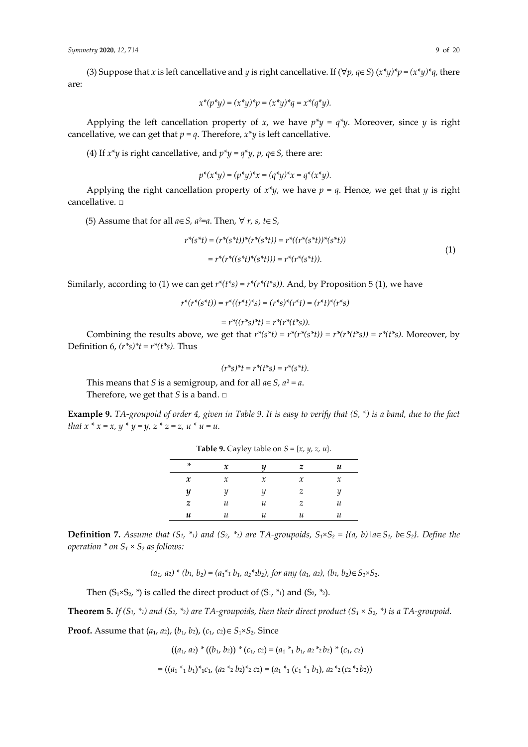(3) Suppose that $x$ is left cancellative and $y$ is right cancellative. If $(\forall p, q \in S)$ $(x*y)*p = (x*y)*q$, there are:

$$x*(p*y) = (x*y)*p = (x*y)*q = x*(q*y).$$

Applying the left cancellation property of $x$, we have $p*y = q*y$. Moreover, since $y$ is right cancellative, we can get that $p = q$. Therefore, $x*y$ is left cancellative.

(4) If $x*y$ is right cancellative, and $p*y = q*y$, $p, q \in S$, there are:

$$p*(x*y) = (p*y)*x = (q*y)*x = q*(x*y).$$

Applying the right cancellation property of $x*y$, we have $p = q$. Hence, we get that $y$ is right cancellative. □

(5) Assume that for all $a \in S$, $a^2 = a$. Then, $\forall$ $r, s, t \in S$,

$$\begin{aligned} r*(s*t) &= (r*(s*t))*(r*(s*t)) = r*((r*(s*t))*(s*t)) \\ &= r*(r*((s*t)*(s*t))) = r*(r*(s*t)). \end{aligned} \tag{1}$$

Similarly, according to (1) we can get $r*(t*s) = r*(r*(t*s))$. And, by Proposition 5 (1), we have

$$r*(r*(s*t)) = r*((r*t)*s) = (r*s)*(r*t) = (r*t)*(r*s)$$

$$= r*((r*s)*t) = r*(r*(t*s)).$$

Combining the results above, we get that $r*(s*t) = r*(r*(s*t)) = r*(r*(t*s)) = r*(t*s)$. Moreover, by Definition 6, $(r*s)*t = r*(t*s)$. Thus

$$(r*s)*t = r*(t*s) = r*(s*t).$$

This means that $S$ is a semigroup, and for all $a \in S$, $a^2 = a$.

Therefore, we get that $S$ is a band. □

**Example 9.** *TA-groupoid of order 4, given in Table 9. It is easy to verify that $(S, *)$ is a band, due to the fact that $x * x = x$, $y * y = y$, $z * z = z$, $u * u = u$.*

**Table 9.** Cayley table on $S = \{x, y, z, u\}$.

| * | $x$ | $y$ | $z$ | $u$ |
|---|---|---|---|---|
| $x$ | $x$ | $x$ | $x$ | $x$ |
| $y$ | $y$ | $y$ | $z$ | $y$ |
| $z$ | $u$ | $u$ | $z$ | $u$ |
| $u$ | $u$ | $u$ | $u$ | $u$ |

**Definition 7.** *Assume that $(S_1, *_1)$ and $(S_2, *_2)$ are TA-groupoids, $S_1 \times S_2 = \{(a, b) \mid a \in S_1, b \in S_2\}$. Define the operation $*$ on $S_1 \times S_2$ as follows:*

$$(a_1, a_2) * (b_1, b_2) = (a_1 *_1 b_1, a_2 *_2 b_2), \text{ for any } (a_1, a_2), (b_1, b_2) \in S_1 \times S_2.$$

Then $(S_1 \times S_2, *)$ is called the direct product of $(S_1, *_1)$ and $(S_2, *_2)$.

**Theorem 5.** *If $(S_1, *_1)$ and $(S_2, *_2)$ are TA-groupoids, then their direct product $(S_1 \times S_2, *)$ is a TA-groupoid.*

**Proof.** Assume that $(a_1, a_2)$, $(b_1, b_2)$, $(c_1, c_2) \in S_1 \times S_2$. Since

$$((a_1, a_2) * ((b_1, b_2)) * (c_1, c_2) = (a_1 *_1 b_1, a_2 *_2 b_2) * (c_1, c_2)$$

$$= ((a_1 *_1 b_1) *_1 c_1, (a_2 *_2 b_2) *_2 c_2) = (a_1 *_1 (c_1 *_1 b_1), a_2 *_2 (c_2 *_2 b_2))$$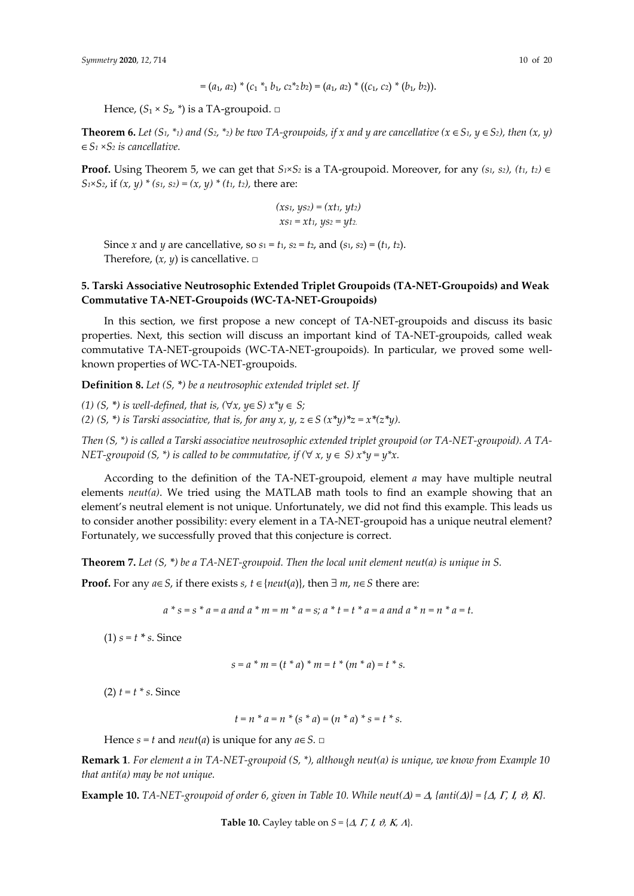$= (a_1, a_2) * (c_1 *_1 b_1, c_2 *_2 b_2) = (a_1, a_2) * ((c_1, c_2) * (b_1, b_2)).$

Hence, $(S_1 \times S_2, *)$ is a TA-groupoid. □

**Theorem 6.** *Let $(S_1, *_1)$ and $(S_2, *_2)$ be two TA-groupoids, if x and y are cancellative ($x \in S_1$, $y \in S_2$), then $(x, y) \in S_1 \times S_2$ is cancellative.*

**Proof.** Using Theorem 5, we can get that $S_1 \times S_2$ is a TA-groupoid. Moreover, for any $(s_1, s_2)$, $(t_1, t_2) \in S_1 \times S_2$, if $(x, y) * (s_1, s_2) = (x, y) * (t_1, t_2)$, there are:

$$(xs_1, ys_2) = (xt_1, yt_2)$$
$$xs_1 = xt_1, ys_2 = yt_2.$$

Since $x$ and $y$ are cancellative, so $s_1 = t_1$, $s_2 = t_2$, and $(s_1, s_2) = (t_1, t_2)$.
Therefore, $(x, y)$ is cancellative. □

## 5. Tarski Associative Neutrosophic Extended Triplet Groupoids (TA-NET-Groupoids) and Weak Commutative TA-NET-Groupoids (WC-TA-NET-Groupoids)

In this section, we first propose a new concept of TA-NET-groupoids and discuss its basic properties. Next, this section will discuss an important kind of TA-NET-groupoids, called weak commutative TA-NET-groupoids (WC-TA-NET-groupoids). In particular, we proved some well-known properties of WC-TA-NET-groupoids.

**Definition 8.** *Let $(S, *)$ be a neutrosophic extended triplet set. If*

*(1) $(S, *)$ is well-defined, that is, $(\forall x, y \in S)\ x*y \in S$;*
*(2) $(S, *)$ is Tarski associative, that is, for any $x, y, z \in S$ $(x*y)*z = x*(z*y)$.*

*Then $(S, *)$ is called a Tarski associative neutrosophic extended triplet groupoid (or TA-NET-groupoid). A TA-NET-groupoid $(S, *)$ is called to be commutative, if $(\forall\ x, y \in S)\ x*y = y*x$.*

According to the definition of the TA-NET-groupoid, element *a* may have multiple neutral elements *neut(a)*. We tried using the MATLAB math tools to find an example showing that an element's neutral element is not unique. Unfortunately, we did not find this example. This leads us to consider another possibility: every element in a TA-NET-groupoid has a unique neutral element? Fortunately, we successfully proved that this conjecture is correct.

**Theorem 7.** *Let $(S, *)$ be a TA-NET-groupoid. Then the local unit element neut(a) is unique in S.*

**Proof.** For any $a \in S$, if there exists $s, t \in \{neut(a)\}$, then $\exists\ m, n \in S$ there are:

$$a * s = s * a = a \text{ and } a * m = m * a = s;\ a * t = t * a = a \text{ and } a * n = n * a = t.$$

(1) $s = t * s$. Since

$$s = a * m = (t * a) * m = t * (m * a) = t * s.$$

(2) $t = t * s$. Since

$$t = n * a = n * (s * a) = (n * a) * s = t * s.$$

Hence $s = t$ and $neut(a)$ is unique for any $a \in S$. □

**Remark 1**. *For element a in TA-NET-groupoid $(S, *)$, although neut(a) is unique, we know from Example 10 that anti(a) may be not unique.*

**Example 10.** *TA-NET-groupoid of order 6, given in Table 10. While $neut(\Delta) = \Delta$, $\{anti(\Delta)\} = \{\Delta, \Gamma, I, \vartheta, K\}$.*

**Table 10.** Cayley table on $S = \{\Delta, \Gamma, I, \vartheta, K, \Lambda\}$.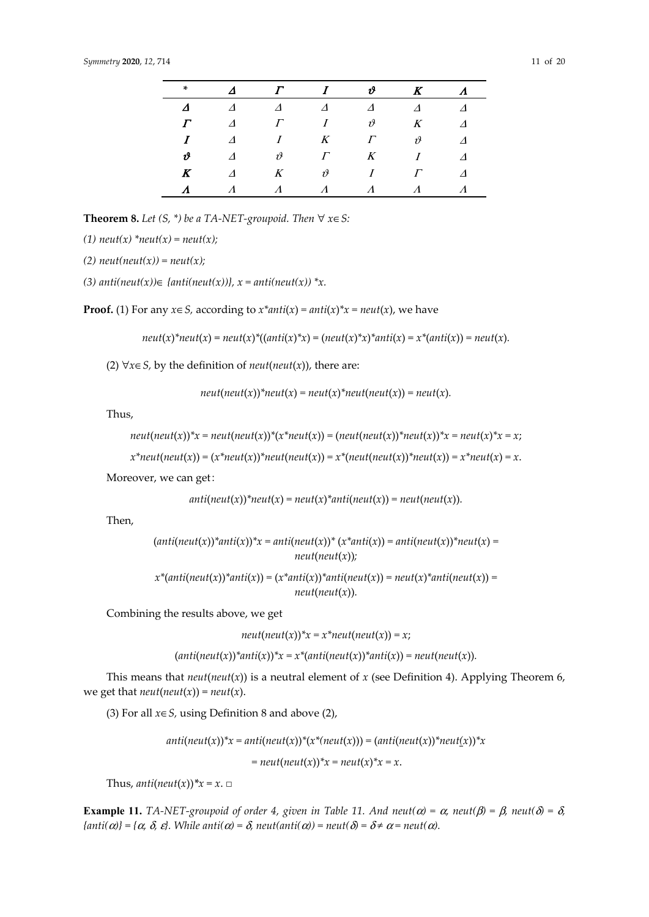| * | $\Delta$ | $\Gamma$ | $I$ | $\vartheta$ | $K$ | $\Lambda$ |
|---|---|---|---|---|---|---|
| $\Delta$ | $\Delta$ | $\Delta$ | $\Delta$ | $\Delta$ | $\Delta$ | $\Delta$ |
| $\Gamma$ | $\Delta$ | $\Gamma$ | $I$ | $\vartheta$ | $K$ | $\Delta$ |
| $I$ | $\Delta$ | $I$ | $K$ | $\Gamma$ | $\vartheta$ | $\Delta$ |
| $\vartheta$ | $\Delta$ | $\vartheta$ | $\Gamma$ | $K$ | $I$ | $\Delta$ |
| $K$ | $\Delta$ | $K$ | $\vartheta$ | $I$ | $\Gamma$ | $\Delta$ |
| $\Lambda$ | $\Lambda$ | $\Lambda$ | $\Lambda$ | $\Lambda$ | $\Lambda$ | $\Lambda$ |

**Theorem 8.** *Let (S, \*) be a TA-NET-groupoid. Then* $\forall$ $x \in S$:

*(1)* $neut(x) * neut(x) = neut(x)$;

*(2)* $neut(neut(x)) = neut(x)$;

*(3)* $anti(neut(x)) \in \{anti(neut(x))\}$, $x = anti(neut(x)) * x$.

**Proof.** (1) For any $x \in S$, according to $x*anti(x) = anti(x)*x = neut(x)$, we have

$$neut(x)*neut(x) = neut(x)*((anti(x)*x) = (neut(x)*x)*anti(x) = x*(anti(x)) = neut(x).$$

(2) $\forall x \in S$, by the definition of $neut(neut(x))$, there are:

$$neut(neut(x))*neut(x) = neut(x)*neut(neut(x)) = neut(x).$$

Thus,

$$neut(neut(x))*x = neut(neut(x))*(x*neut(x)) = (neut(neut(x))*neut(x))*x = neut(x)*x = x;$$

$$x*neut(neut(x)) = (x*neut(x))*neut(neut(x)) = x*(neut(neut(x))*neut(x)) = x*neut(x) = x.$$

Moreover, we can get:

$$anti(neut(x))*neut(x) = neut(x)*anti(neut(x)) = neut(neut(x)).$$

Then,

$$(anti(neut(x))*anti(x))*x = anti(neut(x))*(x*anti(x)) = anti(neut(x))*neut(x) = neut(neut(x));$$

$$x*(anti(neut(x))*anti(x)) = (x*anti(x))*anti(neut(x)) = neut(x)*anti(neut(x)) = neut(neut(x)).$$

Combining the results above, we get

$$neut(neut(x))*x = x*neut(neut(x)) = x;$$

$$(anti(neut(x))*anti(x))*x = x*(anti(neut(x))*anti(x)) = neut(neut(x)).$$

This means that $neut(neut(x))$ is a neutral element of $x$ (see Definition 4). Applying Theorem 6, we get that $neut(neut(x)) = neut(x)$.

(3) For all $x \in S$, using Definition 8 and above (2),

$$anti(neut(x))*x = anti(neut(x))*(x*(neut(x))) = (anti(neut(x))*neut(x))*x$$

$$= neut(neut(x))*x = neut(x)*x = x.$$

Thus, $anti(neut(x))*x = x$. □

**Example 11.** *TA-NET-groupoid of order 4, given in Table 11. And* $neut(\alpha) = \alpha$, $neut(\beta) = \beta$, $neut(\delta) = \delta$, $\{anti(\alpha)\} = \{\alpha, \delta, \varepsilon\}$. *While* $anti(\alpha) = \delta$, $neut(anti(\alpha)) = neut(\delta) = \delta \neq \alpha = neut(\alpha)$.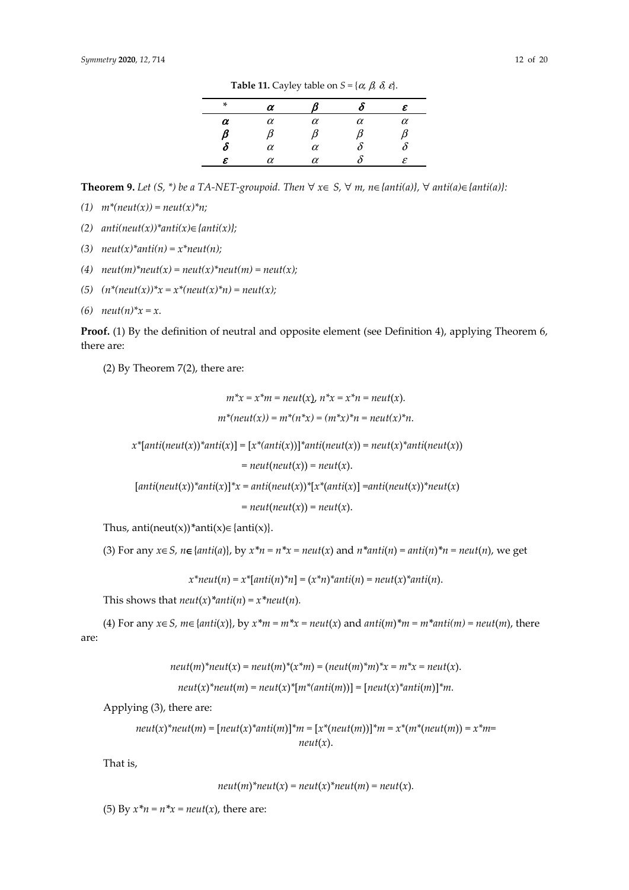**Table 11.** Cayley table on $S = \{\alpha, \beta, \delta, \varepsilon\}$.

| * | $\alpha$ | $\beta$ | $\delta$ | $\varepsilon$ |
|---|---|---|---|---|
| $\alpha$ | $\alpha$ | $\alpha$ | $\alpha$ | $\alpha$ |
| $\beta$ | $\beta$ | $\beta$ | $\beta$ | $\beta$ |
| $\delta$ | $\alpha$ | $\alpha$ | $\delta$ | $\delta$ |
| $\varepsilon$ | $\alpha$ | $\alpha$ | $\delta$ | $\varepsilon$ |

**Theorem 9.** *Let (S, \*) be a TA-NET-groupoid. Then* $\forall$ *x*$\in$ *S*, $\forall$ *m, n*$\in$*{anti(a)},* $\forall$ *anti(a)*$\in$*{anti(a)}:*

*(1)* $m*(neut(x)) = neut(x)*n$;

*(2)* $anti(neut(x))*anti(x) \in \{anti(x)\}$;

*(3)* $neut(x)*anti(n) = x*neut(n)$;

*(4)* $neut(m)*neut(x) = neut(x)*neut(m) = neut(x)$;

*(5)* $(n*(neut(x))*x = x*(neut(x)*n) = neut(x)$;

*(6)* $neut(n)*x = x$.

**Proof.** (1) By the definition of neutral and opposite element (see Definition 4), applying Theorem 6, there are:

(2) By Theorem 7(2), there are:

$$m*x = x*m = neut(x),\ n*x = x*n = neut(x).$$

$$m*(neut(x)) = m*(n*x) = (m*x)*n = neut(x)*n.$$

$$x*[anti(neut(x))*anti(x)] = [x*(anti(x))]*anti(neut(x)) = neut(x)*anti(neut(x))$$
$$= neut(neut(x)) = neut(x).$$

$$[anti(neut(x))*anti(x)]*x = anti(neut(x))*[x*(anti(x)] = anti(neut(x))*neut(x)$$
$$= neut(neut(x)) = neut(x).$$

Thus, $anti(neut(x))*anti(x) \in \{anti(x)\}$.

(3) For any $x \in S$, $n \in \{anti(a)\}$, by $x*n = n*x = neut(x)$ and $n*anti(n) = anti(n)*n = neut(n)$, we get

$$x*neut(n) = x*[anti(n)*n] = (x*n)*anti(n) = neut(x)*anti(n).$$

This shows that $neut(x)*anti(n) = x*neut(n)$.

(4) For any $x \in S$, $m \in \{anti(x)\}$, by $x*m = m*x = neut(x)$ and $anti(m)*m = m*anti(m) = neut(m)$, there are:

$$neut(m)*neut(x) = neut(m)*(x*m) = (neut(m)*m)*x = m*x = neut(x).$$

$$neut(x)*neut(m) = neut(x)*[m*(anti(m))] = [neut(x)*anti(m)]*m.$$

Applying (3), there are:

$$neut(x)*neut(m) = [neut(x)*anti(m)]*m = [x*(neut(m))]*m = x*(m*(neut(m)) = x*m = neut(x).$$

That is,

$$neut(m)*neut(x) = neut(x)*neut(m) = neut(x).$$

(5) By $x*n = n*x = neut(x)$, there are: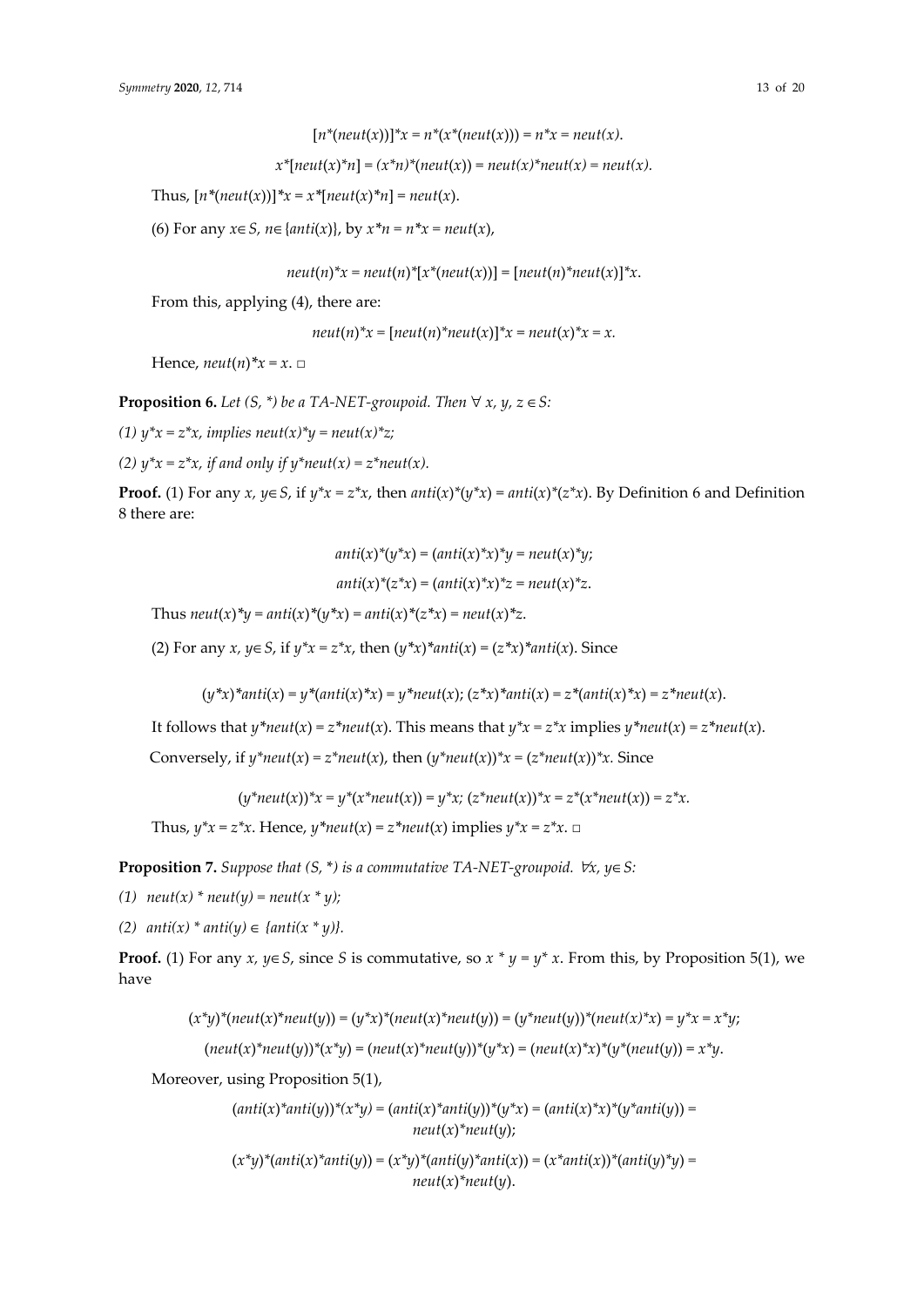$$[n*(neut(x))]*x = n*(x*(neut(x))) = n*x = neut(x).$$

$$x*[neut(x)*n] = (x*n)*(neut(x)) = neut(x)*neut(x) = neut(x).$$

Thus, $[n*(neut(x))]*x = x*[neut(x)*n] = neut(x)$.

(6) For any $x \in S$, $n \in \{anti(x)\}$, by $x*n = n*x = neut(x)$,

$$neut(n)*x = neut(n)*[x*(neut(x))] = [neut(n)*neut(x)]*x.$$

From this, applying (4), there are:

$$neut(n)*x = [neut(n)*neut(x)]*x = neut(x)*x = x.$$

Hence, $neut(n)*x = x$. □

**Proposition 6.** *Let (S, \*) be a TA-NET-groupoid. Then* $\forall$ $x, y, z \in S$:

*(1)* $y*x = z*x$, *implies* $neut(x)*y = neut(x)*z$;

*(2)* $y*x = z*x$, *if and only if* $y*neut(x) = z*neut(x)$.

**Proof.** (1) For any $x, y \in S$, if $y*x = z*x$, then $anti(x)*(y*x) = anti(x)*(z*x)$. By Definition 6 and Definition 8 there are:

$$anti(x)*(y*x) = (anti(x)*x)*y = neut(x)*y;$$

$$anti(x)*(z*x) = (anti(x)*x)*z = neut(x)*z.$$

Thus $neut(x)*y = anti(x)*(y*x) = anti(x)*(z*x) = neut(x)*z$.

(2) For any $x, y \in S$, if $y*x = z*x$, then $(y*x)*anti(x) = (z*x)*anti(x)$. Since

$$(y*x)*anti(x) = y*(anti(x)*x) = y*neut(x);\ (z*x)*anti(x) = z*(anti(x)*x) = z*neut(x).$$

It follows that $y*neut(x) = z*neut(x)$. This means that $y*x = z*x$ implies $y*neut(x) = z*neut(x)$.

Conversely, if $y*neut(x) = z*neut(x)$, then $(y*neut(x))*x = (z*neut(x))*x$. Since

$$(y*neut(x))*x = y*(x*neut(x)) = y*x;\ (z*neut(x))*x = z*(x*neut(x)) = z*x.$$

Thus, $y*x = z*x$. Hence, $y*neut(x) = z*neut(x)$ implies $y*x = z*x$. □

**Proposition 7.** *Suppose that (S, \*) is a commutative TA-NET-groupoid.* $\forall x, y \in S$:

*(1)* $neut(x) * neut(y) = neut(x * y)$;

*(2)* $anti(x) * anti(y) \in \{anti(x * y)\}$.

**Proof.** (1) For any $x, y \in S$, since $S$ is commutative, so $x * y = y * x$. From this, by Proposition 5(1), we have

$$(x*y)*(neut(x)*neut(y)) = (y*x)*(neut(x)*neut(y)) = (y*neut(y))*(neut(x)*x) = y*x = x*y;$$

$$(neut(x)*neut(y))*(x*y) = (neut(x)*neut(y))*(y*x) = (neut(x)*x)*(y*(neut(y)) = x*y.$$

Moreover, using Proposition 5(1),

$$(anti(x)*anti(y))*(x*y) = (anti(x)*anti(y))*(y*x) = (anti(x)*x)*(y*anti(y)) = neut(x)*neut(y);$$

$$(x*y)*(anti(x)*anti(y)) = (x*y)*(anti(y)*anti(x)) = (x*anti(x))*(anti(y)*y) = neut(x)*neut(y).$$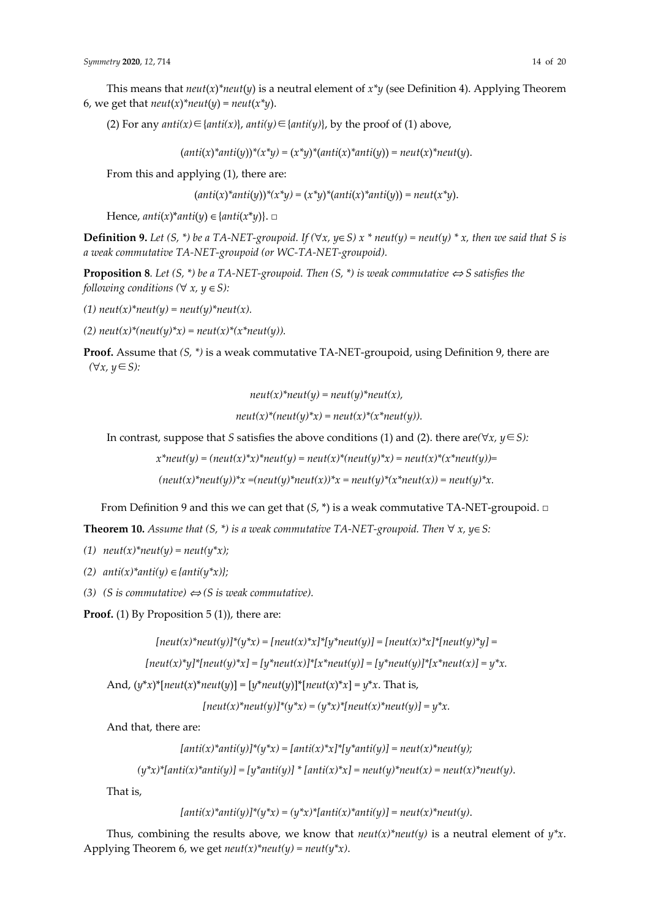This means that $neut(x)*neut(y)$ is a neutral element of $x*y$ (see Definition 4). Applying Theorem 6, we get that $neut(x)*neut(y) = neut(x*y)$.

(2) For any $anti(x) \in \{anti(x)\}$, $anti(y) \in \{anti(y)\}$, by the proof of (1) above,

$$(anti(x)*anti(y))*(x*y) = (x*y)*(anti(x)*anti(y)) = neut(x)*neut(y).$$

From this and applying (1), there are:

$$(anti(x)*anti(y))*(x*y) = (x*y)*(anti(x)*anti(y)) = neut(x*y).$$

Hence, $anti(x)*anti(y) \in \{anti(x*y)\}$. □

**Definition 9.** *Let (S, \*) be a TA-NET-groupoid. If* $(\forall x, y \in S)$ $x * neut(y) = neut(y) * x$, *then we said that S is a weak commutative TA-NET-groupoid (or WC-TA-NET-groupoid).*

**Proposition 8**. *Let (S, \*) be a TA-NET-groupoid. Then (S, \*) is weak commutative* $\Leftrightarrow$ *S satisfies the following conditions* $(\forall x, y \in S)$:

*(1)* $neut(x)*neut(y) = neut(y)*neut(x)$.

*(2)* $neut(x)*(neut(y)*x) = neut(x)*(x*neut(y))$.

**Proof.** Assume that *(S, \*)* is a weak commutative TA-NET-groupoid, using Definition 9, there are $(\forall x, y \in S)$:

$$neut(x)*neut(y) = neut(y)*neut(x),$$

$$neut(x)*(neut(y)*x) = neut(x)*(x*neut(y)).$$

In contrast, suppose that *S* satisfies the above conditions (1) and (2). there are $(\forall x, y \in S)$:

$$x*neut(y) = (neut(x)*x)*neut(y) = neut(x)*(neut(y)*x) = neut(x)*(x*neut(y))=$$

$$(neut(x)*neut(y))*x =(neut(y)*neut(x))*x = neut(y)*(x*neut(x)) = neut(y)*x.$$

From Definition 9 and this we can get that (*S*, \*) is a weak commutative TA-NET-groupoid. □

**Theorem 10.** *Assume that (S, \*) is a weak commutative TA-NET-groupoid. Then* $\forall x, y \in S$:

*(1)* $neut(x)*neut(y) = neut(y*x)$;

*(2)* $anti(x)*anti(y) \in \{anti(y*x)\}$;

*(3) (S is commutative)* $\Leftrightarrow$ *(S is weak commutative).*

**Proof.** (1) By Proposition 5 (1)), there are:

$$[neut(x)*neut(y)]*(y*x) = [neut(x)*x]*[y*neut(y)] = [neut(x)*x]*[neut(y)*y] =$$

$$[neut(x)*y]*[neut(y)*x] = [y*neut(x)]*[x*neut(y)] = [y*neut(y)]*[x*neut(x)] = y*x.$$

And, $(y*x)*[neut(x)*neut(y)] = [y*neut(y)]*[neut(x)*x] = y*x$. That is,

$$[neut(x)*neut(y)]*(y*x) = (y*x)*[neut(x)*neut(y)] = y*x.$$

And that, there are:

$$[anti(x)*anti(y)]*(y*x) = [anti(x)*x]*[y*anti(y)] = neut(x)*neut(y);$$

$$(y*x)*[anti(x)*anti(y)] = [y*anti(y)] * [anti(x)*x] = neut(y)*neut(x) = neut(x)*neut(y).$$

That is,

$$[anti(x)*anti(y)]*(y*x) = (y*x)*[anti(x)*anti(y)] = neut(x)*neut(y).$$

Thus, combining the results above, we know that $neut(x)*neut(y)$ is a neutral element of $y*x$. Applying Theorem 6, we get $neut(x)*neut(y) = neut(y*x)$.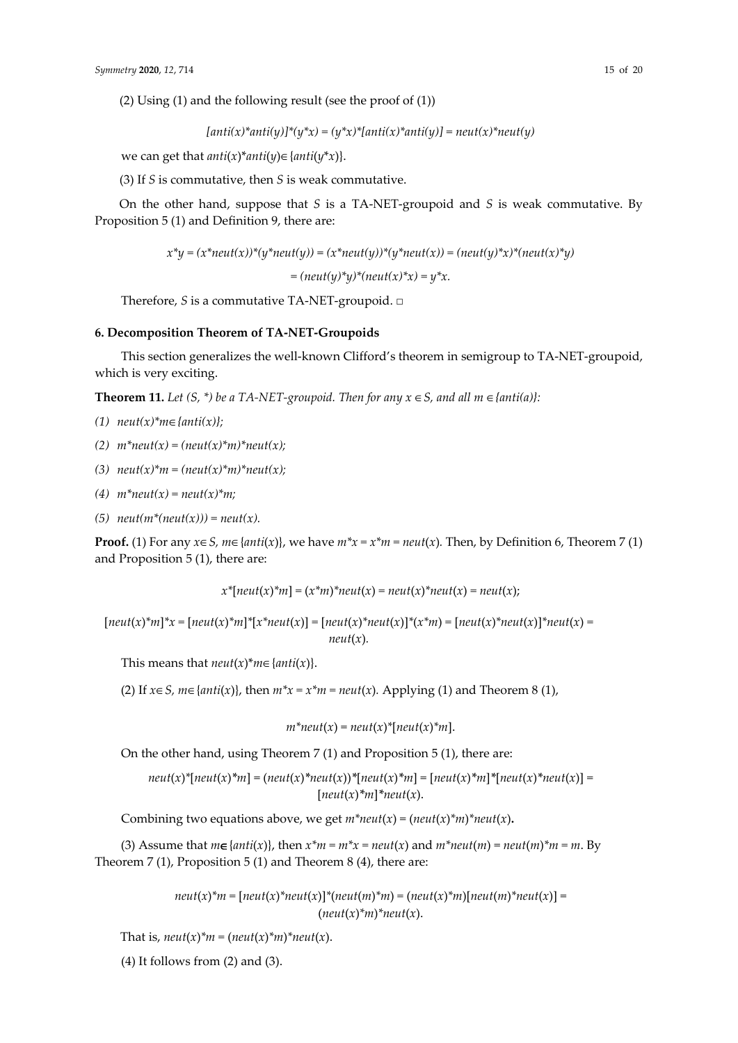(2) Using (1) and the following result (see the proof of (1))

$$[anti(x)*anti(y)]*(y*x) = (y*x)*[anti(x)*anti(y)] = neut(x)*neut(y)$$

we can get that $anti(x)*anti(y) \in \{anti(y*x)\}$.

(3) If $S$ is commutative, then $S$ is weak commutative.

On the other hand, suppose that $S$ is a TA-NET-groupoid and $S$ is weak commutative. By Proposition 5 (1) and Definition 9, there are:

$$x*y = (x*neut(x))*(y*neut(y)) = (x*neut(y))*(y*neut(x)) = (neut(y)*x)*(neut(x)*y)$$

$$= (neut(y)*y)*(neut(x)*x) = y*x.$$

Therefore, $S$ is a commutative TA-NET-groupoid. □

## 6. Decomposition Theorem of TA-NET-Groupoids

This section generalizes the well-known Clifford's theorem in semigroup to TA-NET-groupoid, which is very exciting.

**Theorem 11.** *Let $(S, *)$ be a TA-NET-groupoid. Then for any $x \in S$, and all $m \in \{anti(a)\}$:*

*(1) $neut(x)*m \in \{anti(x)\}$;*

*(2) $m*neut(x) = (neut(x)*m)*neut(x)$;*

*(3) $neut(x)*m = (neut(x)*m)*neut(x)$;*

*(4) $m*neut(x) = neut(x)*m$;*

*(5) $neut(m*(neut(x))) = neut(x)$.*

**Proof.** (1) For any $x \in S$, $m \in \{anti(x)\}$, we have $m*x = x*m = neut(x)$. Then, by Definition 6, Theorem 7 (1) and Proposition 5 (1), there are:

$$x*[neut(x)*m] = (x*m)*neut(x) = neut(x)*neut(x) = neut(x);$$

$$[neut(x)*m]*x = [neut(x)*m]*[x*neut(x)] = [neut(x)*neut(x)]*(x*m) = [neut(x)*neut(x)]*neut(x) = neut(x).$$

This means that $neut(x)*m \in \{anti(x)\}$.

(2) If $x \in S$, $m \in \{anti(x)\}$, then $m*x = x*m = neut(x)$. Applying (1) and Theorem 8 (1),

$$m*neut(x) = neut(x)*[neut(x)*m].$$

On the other hand, using Theorem 7 (1) and Proposition 5 (1), there are:

$$neut(x)*[neut(x)*m] = (neut(x)*neut(x))*[neut(x)*m] = [neut(x)*m]*[neut(x)*neut(x)] = [neut(x)*m]*neut(x).$$

Combining two equations above, we get $m*neut(x) = (neut(x)*m)*neut(x)$**.**

(3) Assume that $m \in \{anti(x)\}$, then $x*m = m*x = neut(x)$ and $m*neut(m) = neut(m)*m = m$. By Theorem 7 (1), Proposition 5 (1) and Theorem 8 (4), there are:

$$neut(x)*m = [neut(x)*neut(x)]*(neut(m)*m) = (neut(x)*m)[neut(m)*neut(x)] = (neut(x)*m)*neut(x).$$

That is, $neut(x)*m = (neut(x)*m)*neut(x)$.

(4) It follows from (2) and (3).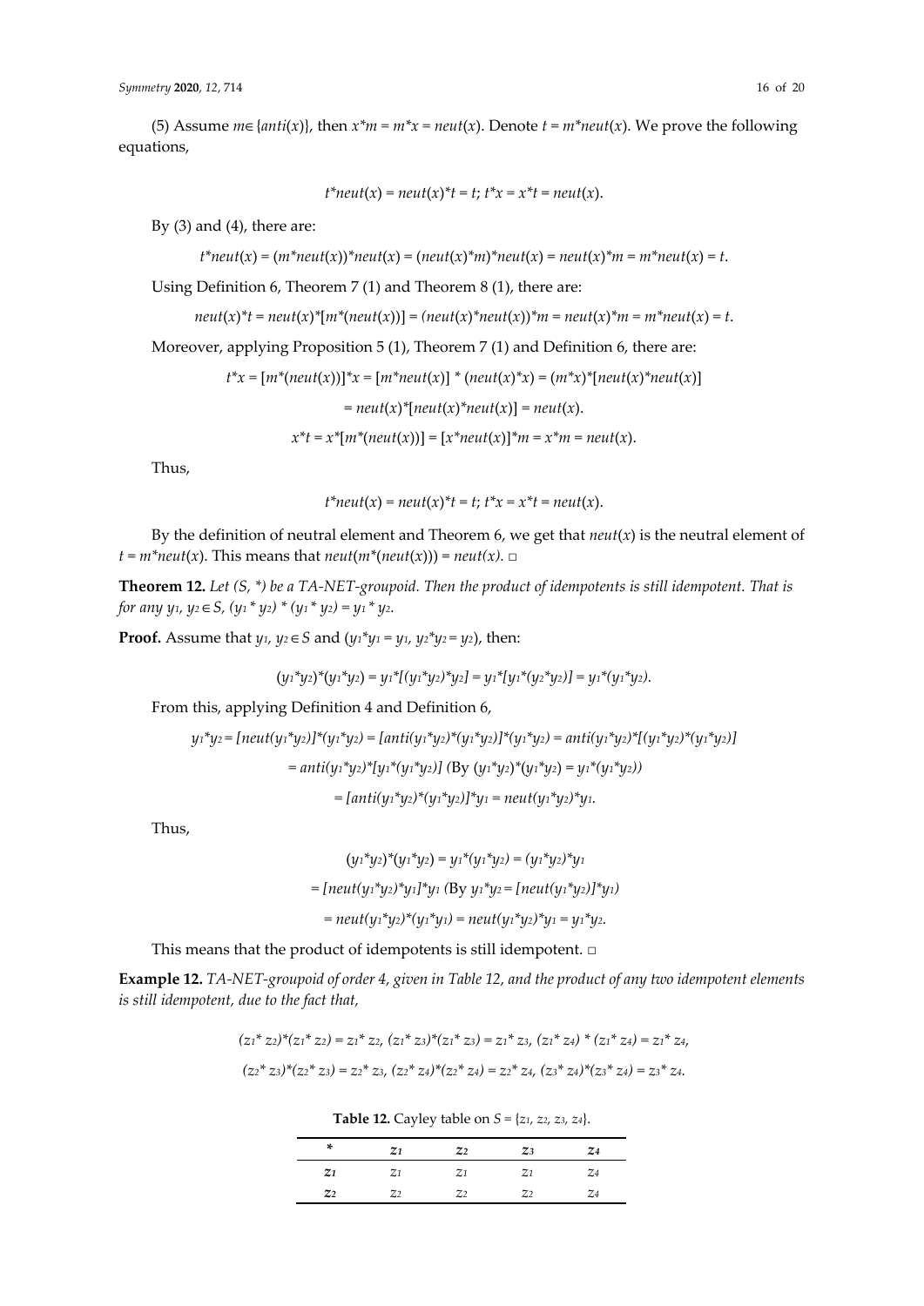(5) Assume $m \in \{anti(x)\}$, then $x*m = m*x = neut(x)$. Denote $t = m*neut(x)$. We prove the following equations,

$$t*neut(x) = neut(x)*t = t;\ t*x = x*t = neut(x).$$

By (3) and (4), there are:

$$t*neut(x) = (m*neut(x))*neut(x) = (neut(x)*m)*neut(x) = neut(x)*m = m*neut(x) = t.$$

Using Definition 6, Theorem 7 (1) and Theorem 8 (1), there are:

$$neut(x)*t = neut(x)*[m*(neut(x))] = (neut(x)*neut(x))*m = neut(x)*m = m*neut(x) = t.$$

Moreover, applying Proposition 5 (1), Theorem 7 (1) and Definition 6, there are:

$$t*x = [m*(neut(x))]*x = [m*neut(x)] * (neut(x)*x) = (m*x)*[neut(x)*neut(x)]$$
$$= neut(x)*[neut(x)*neut(x)] = neut(x).$$
$$x*t = x*[m*(neut(x))] = [x*neut(x)]*m = x*m = neut(x).$$

Thus,

$$t*neut(x) = neut(x)*t = t;\ t*x = x*t = neut(x).$$

By the definition of neutral element and Theorem 6, we get that $neut(x)$ is the neutral element of $t = m*neut(x)$. This means that $neut(m*(neut(x))) = neut(x)$. □

**Theorem 12.** *Let (S, \*) be a TA-NET-groupoid. Then the product of idempotents is still idempotent. That is for any* $y_1, y_2 \in S$, $(y_1 * y_2) * (y_1 * y_2) = y_1 * y_2$.

**Proof.** Assume that $y_1, y_2 \in S$ and ($y_1*y_1 = y_1$, $y_2*y_2 = y_2$), then:

$$(y_1*y_2)*(y_1*y_2) = y_1*[(y_1*y_2)*y_2] = y_1*[y_1*(y_2*y_2)] = y_1*(y_1*y_2).$$

From this, applying Definition 4 and Definition 6,

$$y_1*y_2 = [neut(y_1*y_2)]*(y_1*y_2) = [anti(y_1*y_2)*(y_1*y_2)]*(y_1*y_2) = anti(y_1*y_2)*[(y_1*y_2)*(y_1*y_2)]$$
$$= anti(y_1*y_2)*[y_1*(y_1*y_2)] \text{ (By } (y_1*y_2)*(y_1*y_2) = y_1*(y_1*y_2))$$
$$= [anti(y_1*y_2)*(y_1*y_2)]*y_1 = neut(y_1*y_2)*y_1.$$

Thus,

$$(y_1*y_2)*(y_1*y_2) = y_1*(y_1*y_2) = (y_1*y_2)*y_1$$
$$= [neut(y_1*y_2)*y_1]*y_1 \text{ (By } y_1*y_2 = [neut(y_1*y_2)]*y_1)$$
$$= neut(y_1*y_2)*(y_1*y_1) = neut(y_1*y_2)*y_1 = y_1*y_2.$$

This means that the product of idempotents is still idempotent. □

**Example 12.** *TA-NET-groupoid of order 4, given in Table 12, and the product of any two idempotent elements is still idempotent, due to the fact that,*

$$(z_1* z_2)*(z_1* z_2) = z_1* z_2,\ (z_1* z_3)*(z_1* z_3) = z_1* z_3,\ (z_1* z_4) * (z_1* z_4) = z_1* z_4,$$
$$(z_2* z_3)*(z_2* z_3) = z_2* z_3,\ (z_2* z_4)*(z_2* z_4) = z_2* z_4,\ (z_3* z_4)*(z_3* z_4) = z_3* z_4.$$

**Table 12.** Cayley table on $S = \{z_1, z_2, z_3, z_4\}$.

| * | $z_1$ | $z_2$ | $z_3$ | $z_4$ |
|---|---|---|---|---|
| $z_1$ | $z_1$ | $z_1$ | $z_1$ | $z_4$ |
| $z_2$ | $z_2$ | $z_2$ | $z_2$ | $z_4$ |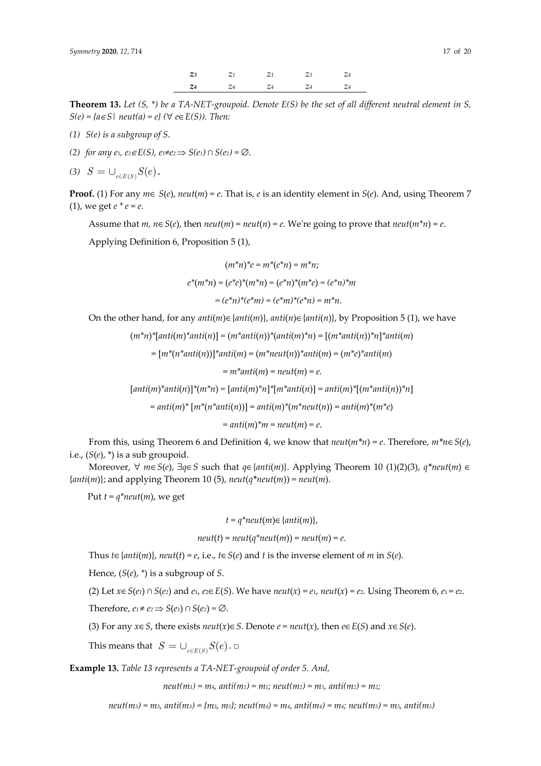| $z_3$ | $z_1$ | $z_1$ | $z_3$ | $z_4$ |
|---|---|---|---|---|
| $z_4$ | $z_4$ | $z_4$ | $z_4$ | $z_4$ |

**Theorem 13.** *Let (S, \*) be a TA-NET-groupoid. Denote E(S) be the set of all different neutral element in S,* $S(e) = \{a \in S \mid neut(a) = e\}$ $(\forall\ e \in E(S))$*. Then:*

*(1) S(e) is a subgroup of S.*

*(2) for any* $e_1, e_2 \in E(S)$, $e_1 \neq e_2 \Rightarrow S(e_1) \cap S(e_2) = \varnothing$.

*(3)* $S = \cup_{e \in E(S)} S(e)$.

**Proof.** (1) For any $m \in S(e)$, $neut(m) = e$. That is, $e$ is an identity element in $S(e)$. And, using Theorem 7 (1), we get $e * e = e$.

Assume that $m, n \in S(e)$, then $neut(m) = neut(n) = e$. We're going to prove that $neut(m*n) = e$.

Applying Definition 6, Proposition 5 (1),

$$(m*n)*e = m*(e*n) = m*n;$$

$$e*(m*n) = (e*e)*(m*n) = (e*n)*(m*e) = (e*n)*m$$

$$= (e*n)*(e*m) = (e*m)*(e*n) = m*n.$$

On the other hand, for any $anti(m) \in \{anti(m)\}$, $anti(n) \in \{anti(n)\}$, by Proposition 5 (1), we have

$$(m*n)*[anti(m)*anti(n)] = (m*anti(n))*(anti(m)*n) = [(m*anti(n))*n]*anti(m)$$

$$= [m*(n*anti(n))]*anti(m) = (m*neut(n))*anti(m) = (m*e)*anti(m)$$

$$= m*anti(m) = neut(m) = e.$$

$$[anti(m)*anti(n)]*(m*n) = [anti(m)*n]*[m*anti(n)] = anti(m)*[(m*anti(n))*n]$$

$$= anti(m)*[m*(n*anti(n))] = anti(m)*(m*neut(n)) = anti(m)*(m*e)$$

$$= anti(m)*m = neut(m) = e.$$

From this, using Theorem 6 and Definition 4, we know that $neut(m*n) = e$. Therefore, $m*n \in S(e)$, i.e., $(S(e), *)$ is a sub groupoid.

Moreover, $\forall\ m \in S(e)$, $\exists q \in S$ such that $q \in \{anti(m)\}$. Applying Theorem 10 (1)(2)(3), $q*neut(m) \in \{anti(m)\}$; and applying Theorem 10 (5), $neut(q*neut(m)) = neut(m)$.

Put $t = q*neut(m)$, we get

$$t = q*neut(m) \in \{anti(m)\},$$

$$neut(t) = neut(q*neut(m)) = neut(m) = e.$$

Thus $t \in \{anti(m)\}$, $neut(t) = e$, i.e., $t \in S(e)$ and $t$ is the inverse element of $m$ in $S(e)$.

Hence, $(S(e), *)$ is a subgroup of $S$.

(2) Let $x \in S(e_1) \cap S(e_2)$ and $e_1, e_2 \in E(S)$. We have $neut(x) = e_1$, $neut(x) = e_2$. Using Theorem 6, $e_1 = e_2$.

Therefore, $e_1 \neq e_2 \Rightarrow S(e_1) \cap S(e_2) = \varnothing$.

(3) For any $x \in S$, there exists $neut(x) \in S$. Denote $e = neut(x)$, then $e \in E(S)$ and $x \in S(e)$.

This means that $S = \cup_{e \in E(S)} S(e)$. □

**Example 13.** *Table 13 represents a TA-NET-groupoid of order 5. And,*

$$neut(m_1) = m_4,\ anti(m_1) = m_1;\ neut(m_2) = m_3,\ anti(m_2) = m_2;$$

$$neut(m_3) = m_3,\ anti(m_3) = \{m_3, m_5\};\ neut(m_4) = m_4,\ anti(m_4) = m_4;\ neut(m_5) = m_5,\ anti(m_5)$$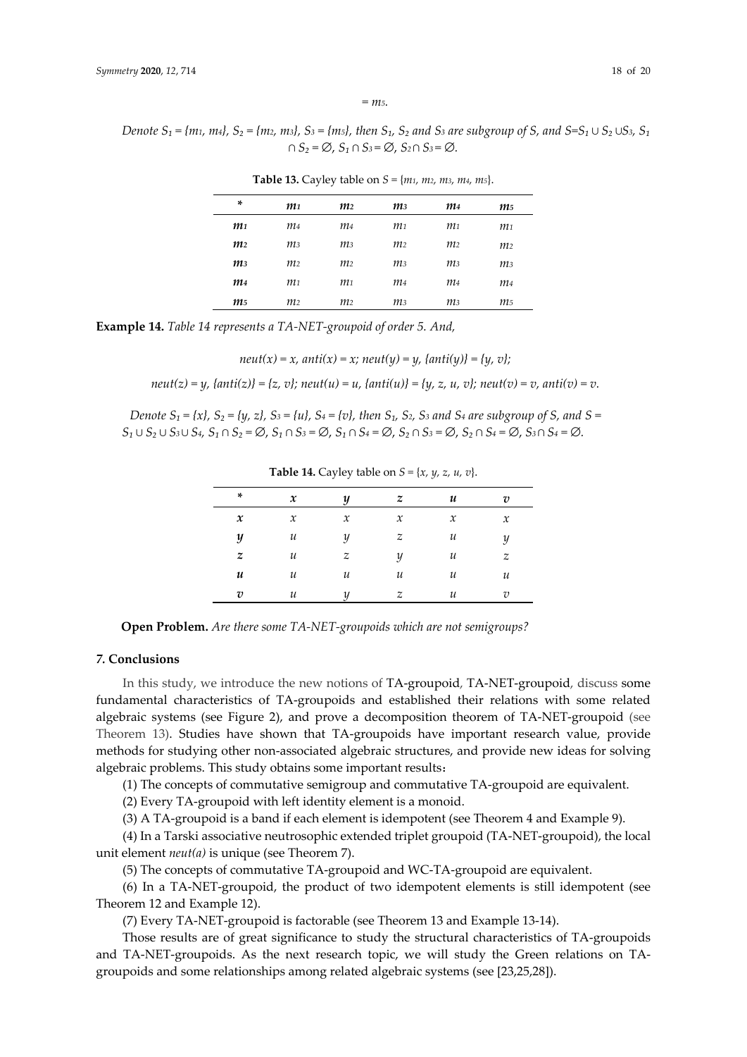$= m_5$.

*Denote $S_1 = \{m_1, m_4\}$, $S_2 = \{m_2, m_3\}$, $S_3 = \{m_5\}$, then $S_1$, $S_2$ and $S_3$ are subgroup of S, and $S=S_1 \cup S_2 \cup S_3$, $S_1 \cap S_2 = \varnothing$, $S_1 \cap S_3 = \varnothing$, $S_2 \cap S_3 = \varnothing$.*

**Table 13.** Cayley table on $S = \{m_1, m_2, m_3, m_4, m_5\}$.

| * | $m_1$ | $m_2$ | $m_3$ | $m_4$ | $m_5$ |
|---|---|---|---|---|---|
| $m_1$ | $m_4$ | $m_4$ | $m_1$ | $m_1$ | $m_1$ |
| $m_2$ | $m_3$ | $m_3$ | $m_2$ | $m_2$ | $m_2$ |
| $m_3$ | $m_2$ | $m_2$ | $m_3$ | $m_3$ | $m_3$ |
| $m_4$ | $m_1$ | $m_1$ | $m_4$ | $m_4$ | $m_4$ |
| $m_5$ | $m_2$ | $m_2$ | $m_3$ | $m_3$ | $m_5$ |

**Example 14.** *Table 14 represents a TA-NET-groupoid of order 5. And,*

$$neut(x) = x,\ anti(x) = x;\ neut(y) = y,\ \{anti(y)\} = \{y, v\};$$

$$neut(z) = y,\ \{anti(z)\} = \{z, v\};\ neut(u) = u,\ \{anti(u)\} = \{y, z, u, v\};\ neut(v) = v,\ anti(v) = v.$$

*Denote $S_1 = \{x\}$, $S_2 = \{y, z\}$, $S_3 = \{u\}$, $S_4 = \{v\}$, then $S_1$, $S_2$, $S_3$ and $S_4$ are subgroup of S, and $S = S_1 \cup S_2 \cup S_3 \cup S_4$, $S_1 \cap S_2 = \varnothing$, $S_1 \cap S_3 = \varnothing$, $S_1 \cap S_4 = \varnothing$, $S_2 \cap S_3 = \varnothing$, $S_2 \cap S_4 = \varnothing$, $S_3 \cap S_4 = \varnothing$.*

**Table 14.** Cayley table on $S = \{x, y, z, u, v\}$.

| * | $x$ | $y$ | $z$ | $u$ | $v$ |
|---|---|---|---|---|---|
| $x$ | $x$ | $x$ | $x$ | $x$ | $x$ |
| $y$ | $u$ | $y$ | $z$ | $u$ | $y$ |
| $z$ | $u$ | $z$ | $y$ | $u$ | $z$ |
| $u$ | $u$ | $u$ | $u$ | $u$ | $u$ |
| $v$ | $u$ | $y$ | $z$ | $u$ | $v$ |

**Open Problem.** *Are there some TA-NET-groupoids which are not semigroups?*

## 7. Conclusions

In this study, we introduce the new notions of TA-groupoid, TA-NET-groupoid, discuss some fundamental characteristics of TA-groupoids and established their relations with some related algebraic systems (see Figure 2), and prove a decomposition theorem of TA-NET-groupoid (see Theorem 13). Studies have shown that TA-groupoids have important research value, provide methods for studying other non-associated algebraic structures, and provide new ideas for solving algebraic problems. This study obtains some important results:

(1) The concepts of commutative semigroup and commutative TA-groupoid are equivalent.

(2) Every TA-groupoid with left identity element is a monoid.

(3) A TA-groupoid is a band if each element is idempotent (see Theorem 4 and Example 9).

(4) In a Tarski associative neutrosophic extended triplet groupoid (TA-NET-groupoid), the local unit element *neut(a)* is unique (see Theorem 7).

(5) The concepts of commutative TA-groupoid and WC-TA-groupoid are equivalent.

(6) In a TA-NET-groupoid, the product of two idempotent elements is still idempotent (see Theorem 12 and Example 12).

(7) Every TA-NET-groupoid is factorable (see Theorem 13 and Example 13-14).

Those results are of great significance to study the structural characteristics of TA-groupoids and TA-NET-groupoids. As the next research topic, we will study the Green relations on TA-groupoids and some relationships among related algebraic systems (see [23,25,28]).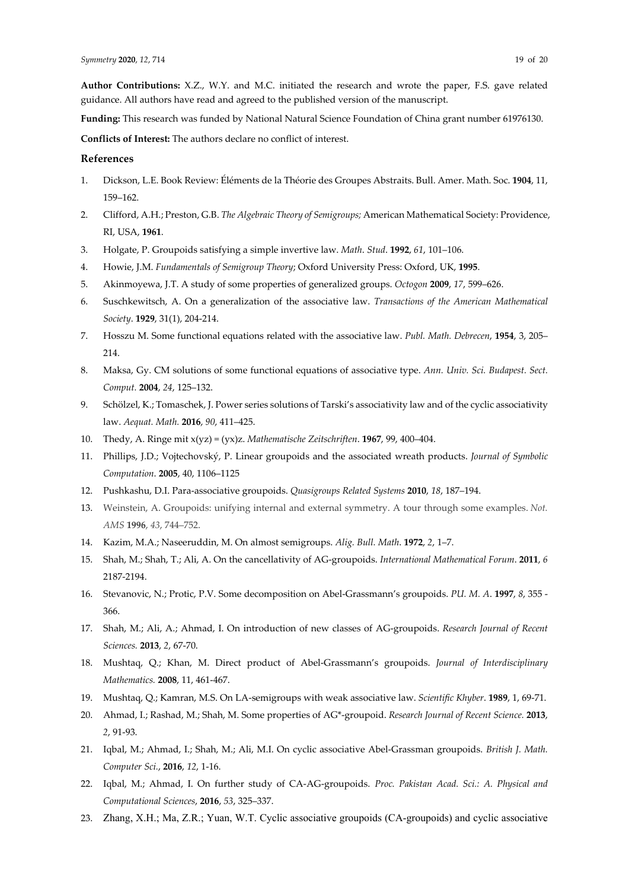**Author Contributions:** X.Z., W.Y. and M.C. initiated the research and wrote the paper, F.S. gave related guidance. All authors have read and agreed to the published version of the manuscript.

**Funding:** This research was funded by National Natural Science Foundation of China grant number 61976130.

**Conflicts of Interest:** The authors declare no conflict of interest.

## References

1. Dickson, L.E. Book Review: Éléments de la Théorie des Groupes Abstraits. Bull. Amer. Math. Soc. **1904**, 11, 159–162.
2. Clifford, A.H.; Preston, G.B. *The Algebraic Theory of Semigroups;* American Mathematical Society: Providence, RI, USA, **1961**.
3. Holgate, P. Groupoids satisfying a simple invertive law. *Math. Stud*. **1992**, *61*, 101–106.
4. Howie, J.M. *Fundamentals of Semigroup Theory*; Oxford University Press: Oxford, UK, **1995**.
5. Akinmoyewa, J.T. A study of some properties of generalized groups. *Octogon* **2009**, *17*, 599–626.
6. Suschkewitsch, A. On a generalization of the associative law. *Transactions of the American Mathematical Society*. **1929**, 31(1), 204-214.
7. Hosszu M. Some functional equations related with the associative law. *Publ. Math. Debrecen*, **1954**, 3, 205–214.
8. Maksa, Gy. CM solutions of some functional equations of associative type. *Ann. Univ. Sci. Budapest. Sect. Comput.* **2004**, *24*, 125–132.
9. Schölzel, K.; Tomaschek, J. Power series solutions of Tarski's associativity law and of the cyclic associativity law. *Aequat. Math.* **2016**, *90*, 411–425.
10. Thedy, A. Ringe mit x(yz) = (yx)z. *Mathematische Zeitschriften*. **1967**, 99, 400–404.
11. Phillips, J.D.; Vojtechovský, P. Linear groupoids and the associated wreath products. *Journal of Symbolic Computation*. **2005**, 40, 1106–1125
12. Pushkashu, D.I. Para-associative groupoids. *Quasigroups Related Systems* **2010**, *18*, 187–194.
13. Weinstein, A. Groupoids: unifying internal and external symmetry. A tour through some examples. *Not. AMS* **1996**, *43*, 744–752.
14. Kazim, M.A.; Naseeruddin, M. On almost semigroups. *Alig. Bull. Math*. **1972**, *2*, 1–7.
15. Shah, M.; Shah, T.; Ali, A. On the cancellativity of AG-groupoids. *International Mathematical Forum*. **2011**, *6* 2187-2194.
16. Stevanovic, N.; Protic, P.V. Some decomposition on Abel-Grassmann's groupoids. *PU. M. A*. **1997**, *8*, 355 - 366.
17. Shah, M.; Ali, A.; Ahmad, I. On introduction of new classes of AG-groupoids. *Research Journal of Recent Sciences.* **2013**, *2*, 67-70.
18. Mushtaq, Q.; Khan, M. Direct product of Abel-Grassmann's groupoids. *Journal of Interdisciplinary Mathematics.* **2008**, 11, 461-467.
19. Mushtaq, Q.; Kamran, M.S. On LA-semigroups with weak associative law. *Scientific Khyber*. **1989**, 1, 69-71.
20. Ahmad, I.; Rashad, M.; Shah, M. Some properties of AG*-groupoid. *Research Journal of Recent Science.* **2013**, *2*, 91-93.
21. Iqbal, M.; Ahmad, I.; Shah, M.; Ali, M.I. On cyclic associative Abel-Grassman groupoids. *British J. Math. Computer Sci*., **2016**, *12*, 1-16.
22. Iqbal, M.; Ahmad, I. On further study of CA-AG-groupoids. *Proc. Pakistan Acad. Sci.: A. Physical and Computational Sciences*, **2016**, *53*, 325–337.
23. Zhang, X.H.; Ma, Z.R.; Yuan, W.T. Cyclic associative groupoids (CA-groupoids) and cyclic associative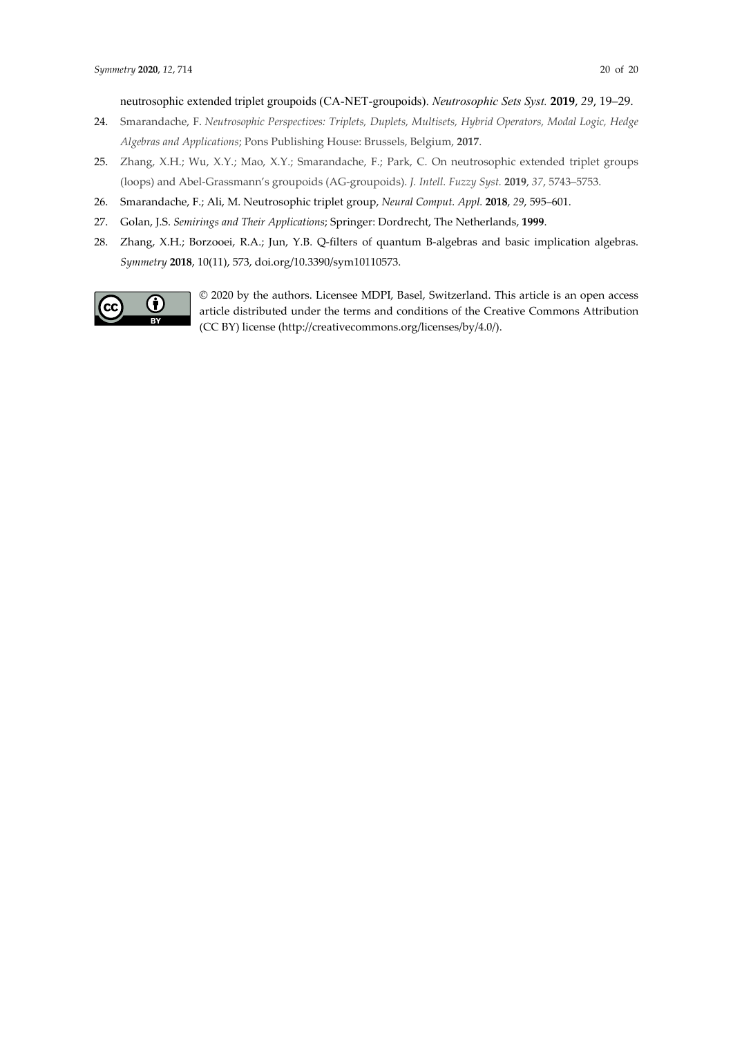neutrosophic extended triplet groupoids (CA-NET-groupoids). *Neutrosophic Sets Syst.* **2019**, *29*, 19–29.

24. Smarandache, F. *Neutrosophic Perspectives: Triplets, Duplets, Multisets, Hybrid Operators, Modal Logic, Hedge Algebras and Applications*; Pons Publishing House: Brussels, Belgium, **2017**.
25. Zhang, X.H.; Wu, X.Y.; Mao, X.Y.; Smarandache, F.; Park, C. On neutrosophic extended triplet groups (loops) and Abel-Grassmann's groupoids (AG-groupoids). *J. Intell. Fuzzy Syst.* **2019**, *37*, 5743–5753.
26. Smarandache, F.; Ali, M. Neutrosophic triplet group, *Neural Comput. Appl.* **2018**, *29*, 595–601.
27. Golan, J.S. *Semirings and Their Applications*; Springer: Dordrecht, The Netherlands, **1999**.
28. Zhang, X.H.; Borzooei, R.A.; Jun, Y.B. Q-filters of quantum B-algebras and basic implication algebras. *Symmetry* **2018**, 10(11), 573, doi.org/10.3390/sym10110573.

© 2020 by the authors. Licensee MDPI, Basel, Switzerland. This article is an open access article distributed under the terms and conditions of the Creative Commons Attribution (CC BY) license (http://creativecommons.org/licenses/by/4.0/).